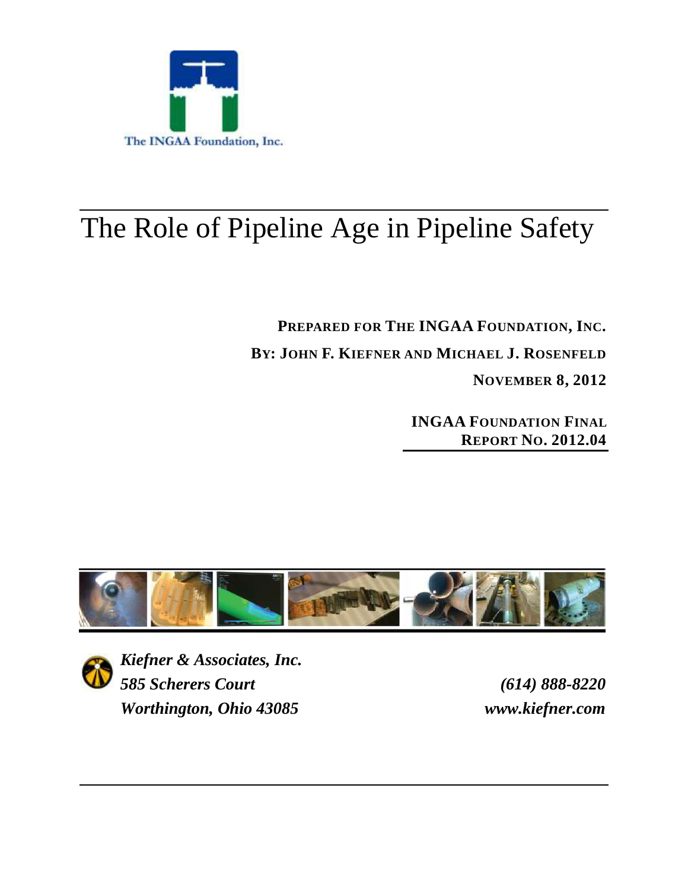The INGAA Foundation, Inc.

# The Role of Pipeline Age in Pipeline Safety

**PREPARED FOR THE INGAA FOUNDATION, INC.**

**BY: JOHN F. KIEFNER AND MICHAEL J. ROSENFELD**

**NOVEMBER 8, 2012**

**INGAA FOUNDATION FINAL REPORT NO. 2012.04**

***Kiefner & Associates, Inc.***
***585 Scherers Court***
***Worthington, Ohio 43085***

***(614) 888-8220***
***www.kiefner.com***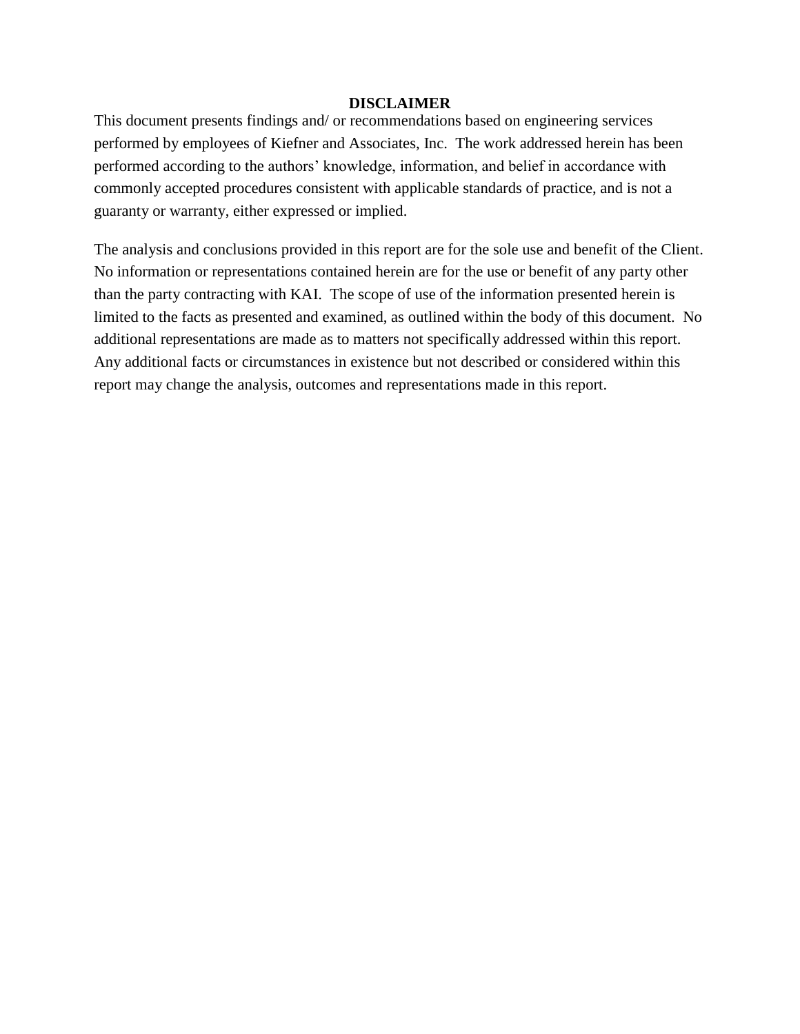# DISCLAIMER

This document presents findings and/ or recommendations based on engineering services performed by employees of Kiefner and Associates, Inc. The work addressed herein has been performed according to the authors' knowledge, information, and belief in accordance with commonly accepted procedures consistent with applicable standards of practice, and is not a guaranty or warranty, either expressed or implied.

The analysis and conclusions provided in this report are for the sole use and benefit of the Client. No information or representations contained herein are for the use or benefit of any party other than the party contracting with KAI. The scope of use of the information presented herein is limited to the facts as presented and examined, as outlined within the body of this document. No additional representations are made as to matters not specifically addressed within this report. Any additional facts or circumstances in existence but not described or considered within this report may change the analysis, outcomes and representations made in this report.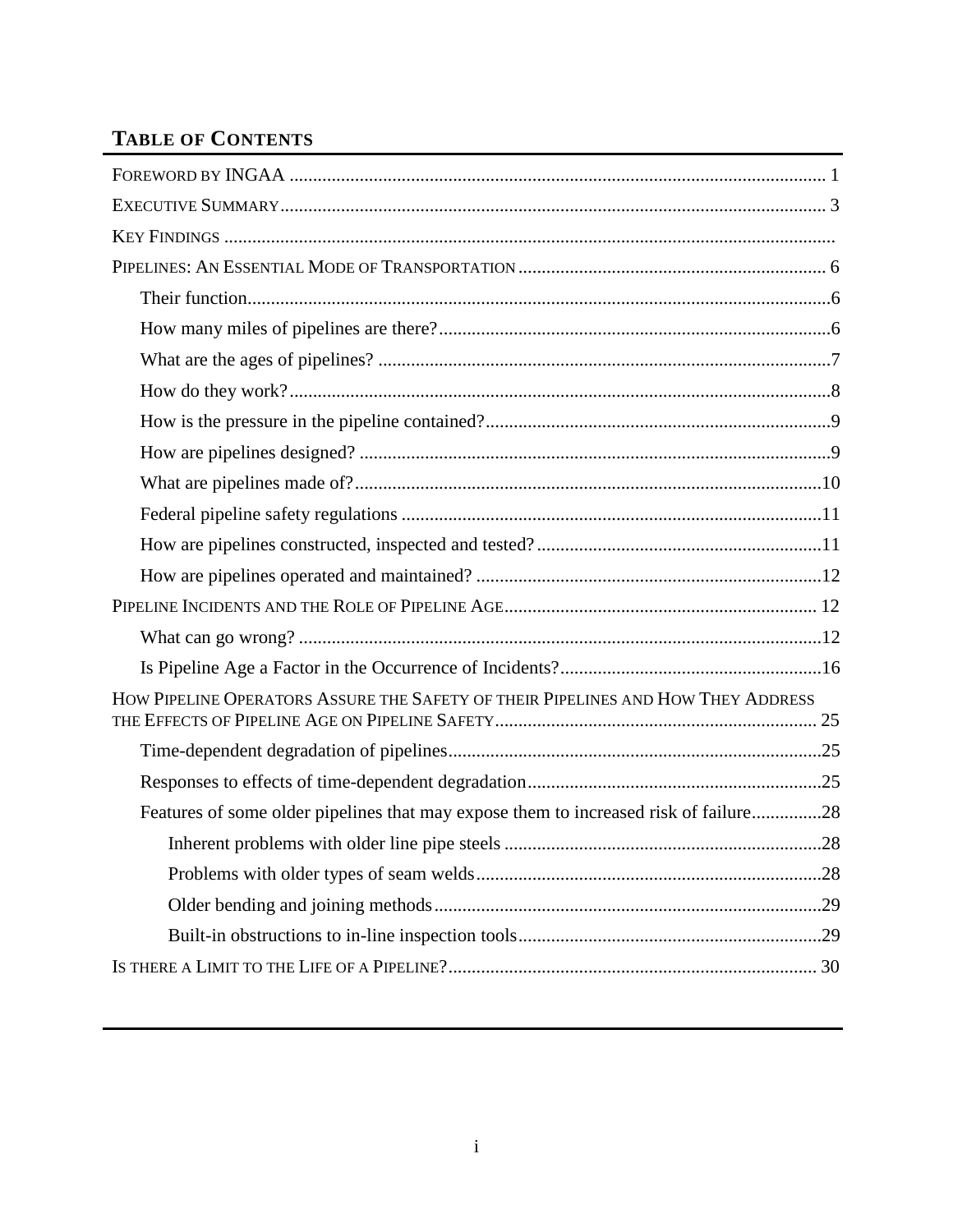## Table of Contents

Foreword by INGAA .......... 1

Executive Summary .......... 3

Key Findings ..........

Pipelines: An Essential Mode of Transportation .......... 6

- Their function .......... 6
- How many miles of pipelines are there? .......... 6
- What are the ages of pipelines? .......... 7
- How do they work? .......... 8
- How is the pressure in the pipeline contained? .......... 9
- How are pipelines designed? .......... 9
- What are pipelines made of? .......... 10
- Federal pipeline safety regulations .......... 11
- How are pipelines constructed, inspected and tested? .......... 11
- How are pipelines operated and maintained? .......... 12

Pipeline Incidents and the Role of Pipeline Age .......... 12

- What can go wrong? .......... 12
- Is Pipeline Age a Factor in the Occurrence of Incidents? .......... 16

How Pipeline Operators Assure the Safety of their Pipelines and How They Address the Effects of Pipeline Age on Pipeline Safety .......... 25

- Time-dependent degradation of pipelines .......... 25
- Responses to effects of time-dependent degradation .......... 25
- Features of some older pipelines that may expose them to increased risk of failure .......... 28
  - Inherent problems with older line pipe steels .......... 28
  - Problems with older types of seam welds .......... 28
  - Older bending and joining methods .......... 29
  - Built-in obstructions to in-line inspection tools .......... 29

Is there a Limit to the Life of a Pipeline? .......... 30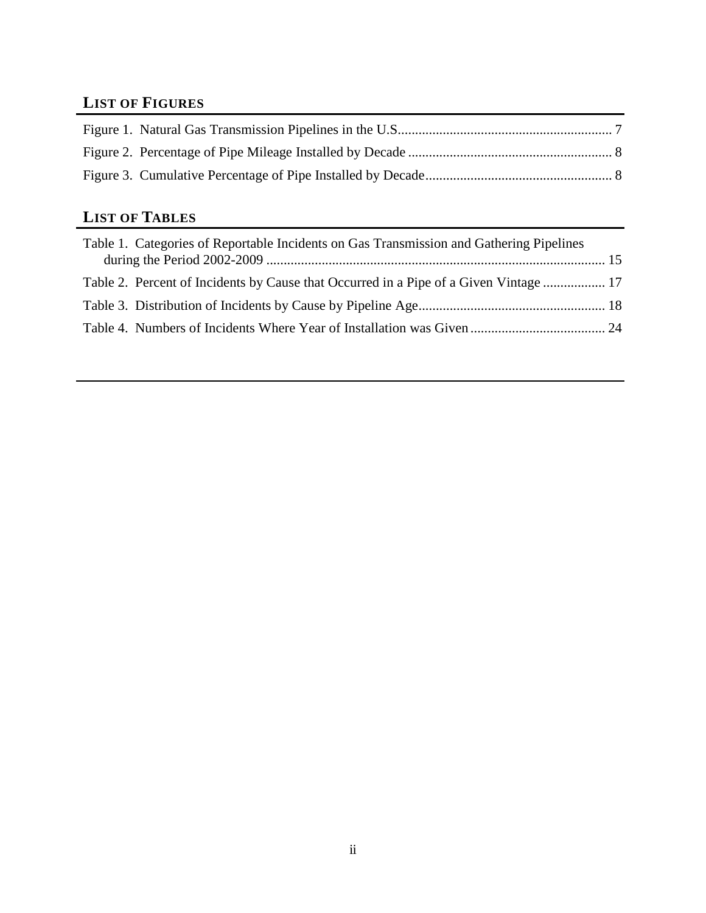## LIST OF FIGURES

Figure 1. Natural Gas Transmission Pipelines in the U.S. .......... 7
Figure 2. Percentage of Pipe Mileage Installed by Decade .......... 8
Figure 3. Cumulative Percentage of Pipe Installed by Decade .......... 8

## LIST OF TABLES

Table 1. Categories of Reportable Incidents on Gas Transmission and Gathering Pipelines during the Period 2002-2009 .......... 15
Table 2. Percent of Incidents by Cause that Occurred in a Pipe of a Given Vintage .......... 17
Table 3. Distribution of Incidents by Cause by Pipeline Age .......... 18
Table 4. Numbers of Incidents Where Year of Installation was Given .......... 24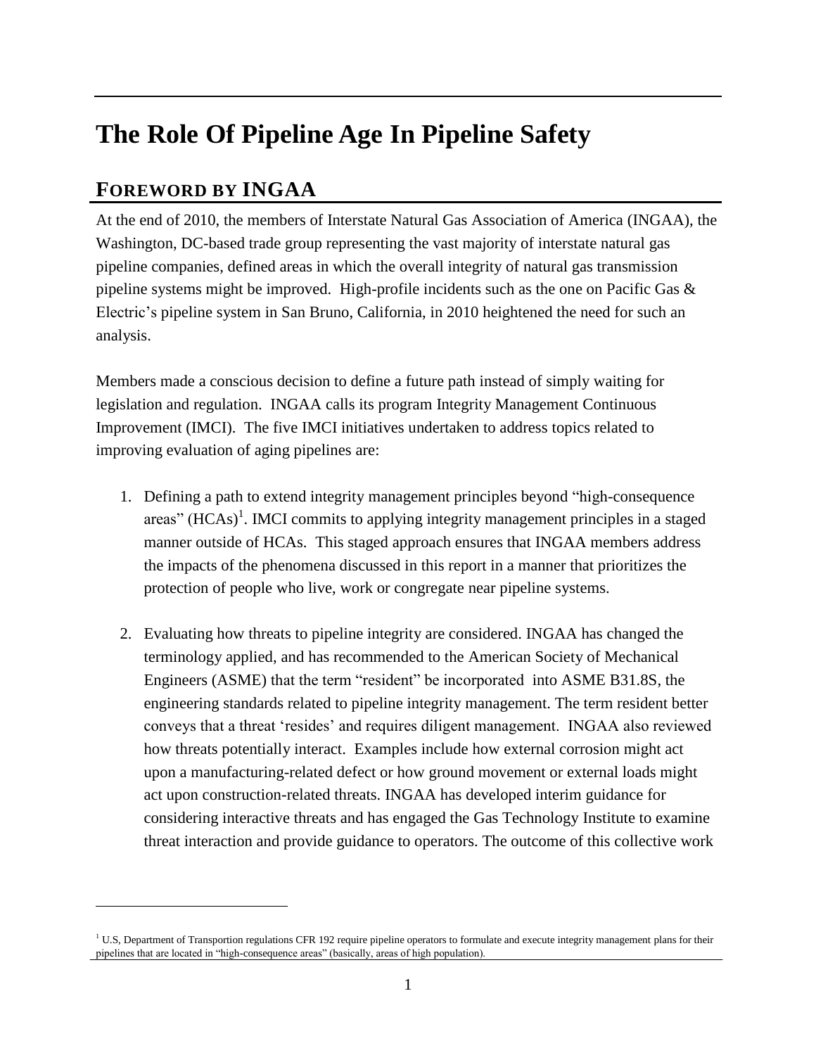# The Role Of Pipeline Age In Pipeline Safety

## FOREWORD BY INGAA

At the end of 2010, the members of Interstate Natural Gas Association of America (INGAA), the Washington, DC-based trade group representing the vast majority of interstate natural gas pipeline companies, defined areas in which the overall integrity of natural gas transmission pipeline systems might be improved. High-profile incidents such as the one on Pacific Gas & Electric's pipeline system in San Bruno, California, in 2010 heightened the need for such an analysis.

Members made a conscious decision to define a future path instead of simply waiting for legislation and regulation. INGAA calls its program Integrity Management Continuous Improvement (IMCI). The five IMCI initiatives undertaken to address topics related to improving evaluation of aging pipelines are:

1. Defining a path to extend integrity management principles beyond "high-consequence areas" (HCAs)[1]. IMCI commits to applying integrity management principles in a staged manner outside of HCAs. This staged approach ensures that INGAA members address the impacts of the phenomena discussed in this report in a manner that prioritizes the protection of people who live, work or congregate near pipeline systems.

2. Evaluating how threats to pipeline integrity are considered. INGAA has changed the terminology applied, and has recommended to the American Society of Mechanical Engineers (ASME) that the term "resident" be incorporated into ASME B31.8S, the engineering standards related to pipeline integrity management. The term resident better conveys that a threat 'resides' and requires diligent management. INGAA also reviewed how threats potentially interact. Examples include how external corrosion might act upon a manufacturing-related defect or how ground movement or external loads might act upon construction-related threats. INGAA has developed interim guidance for considering interactive threats and has engaged the Gas Technology Institute to examine threat interaction and provide guidance to operators. The outcome of this collective work

[1] U.S, Department of Transportion regulations CFR 192 require pipeline operators to formulate and execute integrity management plans for their pipelines that are located in "high-consequence areas" (basically, areas of high population).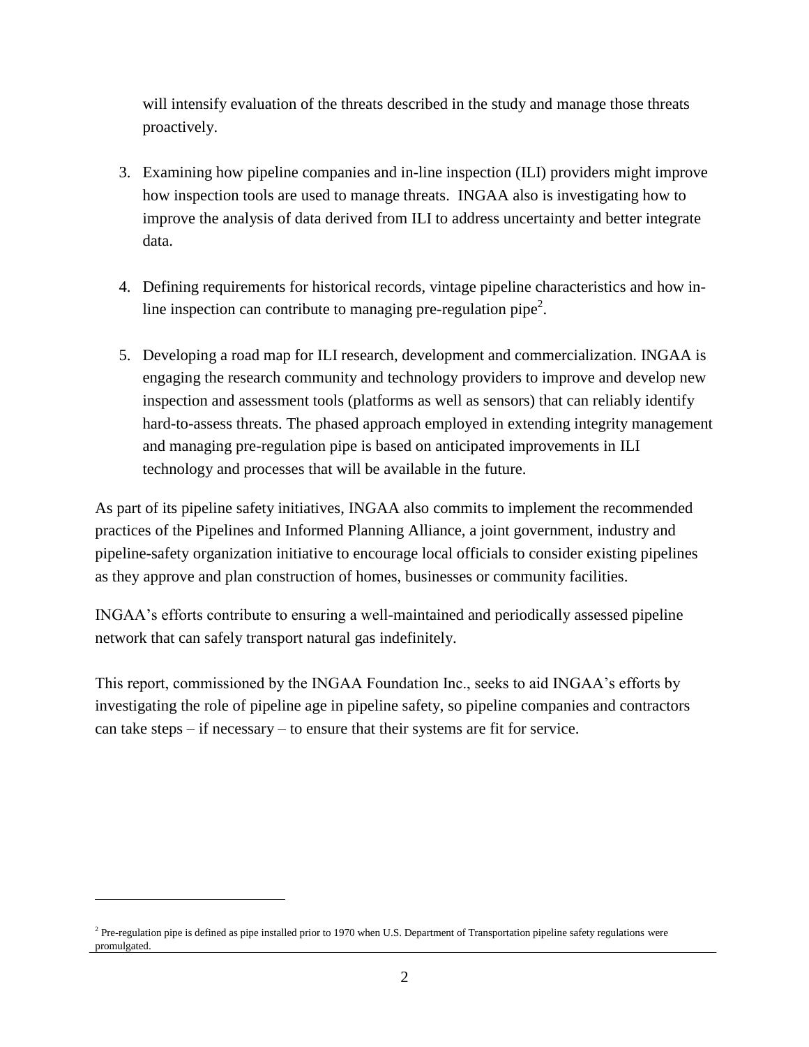will intensify evaluation of the threats described in the study and manage those threats proactively.

3. Examining how pipeline companies and in-line inspection (ILI) providers might improve how inspection tools are used to manage threats. INGAA also is investigating how to improve the analysis of data derived from ILI to address uncertainty and better integrate data.

4. Defining requirements for historical records, vintage pipeline characteristics and how in-line inspection can contribute to managing pre-regulation pipe[2].

5. Developing a road map for ILI research, development and commercialization. INGAA is engaging the research community and technology providers to improve and develop new inspection and assessment tools (platforms as well as sensors) that can reliably identify hard-to-assess threats. The phased approach employed in extending integrity management and managing pre-regulation pipe is based on anticipated improvements in ILI technology and processes that will be available in the future.

As part of its pipeline safety initiatives, INGAA also commits to implement the recommended practices of the Pipelines and Informed Planning Alliance, a joint government, industry and pipeline-safety organization initiative to encourage local officials to consider existing pipelines as they approve and plan construction of homes, businesses or community facilities.

INGAA's efforts contribute to ensuring a well-maintained and periodically assessed pipeline network that can safely transport natural gas indefinitely.

This report, commissioned by the INGAA Foundation Inc., seeks to aid INGAA's efforts by investigating the role of pipeline age in pipeline safety, so pipeline companies and contractors can take steps – if necessary – to ensure that their systems are fit for service.

[2] Pre-regulation pipe is defined as pipe installed prior to 1970 when U.S. Department of Transportation pipeline safety regulations were promulgated.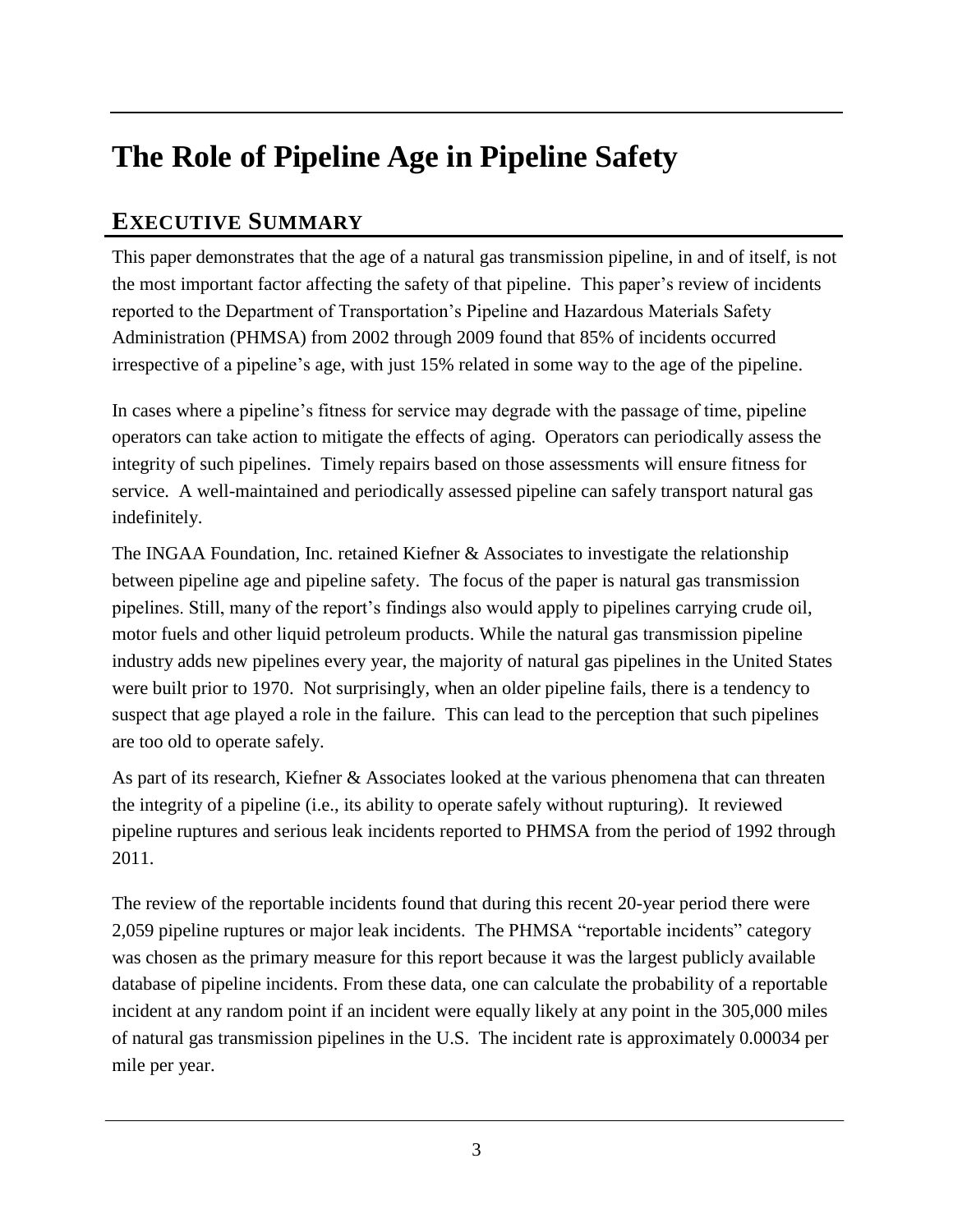# The Role of Pipeline Age in Pipeline Safety

## EXECUTIVE SUMMARY

This paper demonstrates that the age of a natural gas transmission pipeline, in and of itself, is not the most important factor affecting the safety of that pipeline. This paper's review of incidents reported to the Department of Transportation's Pipeline and Hazardous Materials Safety Administration (PHMSA) from 2002 through 2009 found that 85% of incidents occurred irrespective of a pipeline's age, with just 15% related in some way to the age of the pipeline.

In cases where a pipeline's fitness for service may degrade with the passage of time, pipeline operators can take action to mitigate the effects of aging. Operators can periodically assess the integrity of such pipelines. Timely repairs based on those assessments will ensure fitness for service. A well-maintained and periodically assessed pipeline can safely transport natural gas indefinitely.

The INGAA Foundation, Inc. retained Kiefner & Associates to investigate the relationship between pipeline age and pipeline safety. The focus of the paper is natural gas transmission pipelines. Still, many of the report's findings also would apply to pipelines carrying crude oil, motor fuels and other liquid petroleum products. While the natural gas transmission pipeline industry adds new pipelines every year, the majority of natural gas pipelines in the United States were built prior to 1970. Not surprisingly, when an older pipeline fails, there is a tendency to suspect that age played a role in the failure. This can lead to the perception that such pipelines are too old to operate safely.

As part of its research, Kiefner & Associates looked at the various phenomena that can threaten the integrity of a pipeline (i.e., its ability to operate safely without rupturing). It reviewed pipeline ruptures and serious leak incidents reported to PHMSA from the period of 1992 through 2011.

The review of the reportable incidents found that during this recent 20-year period there were 2,059 pipeline ruptures or major leak incidents. The PHMSA "reportable incidents" category was chosen as the primary measure for this report because it was the largest publicly available database of pipeline incidents. From these data, one can calculate the probability of a reportable incident at any random point if an incident were equally likely at any point in the 305,000 miles of natural gas transmission pipelines in the U.S. The incident rate is approximately 0.00034 per mile per year.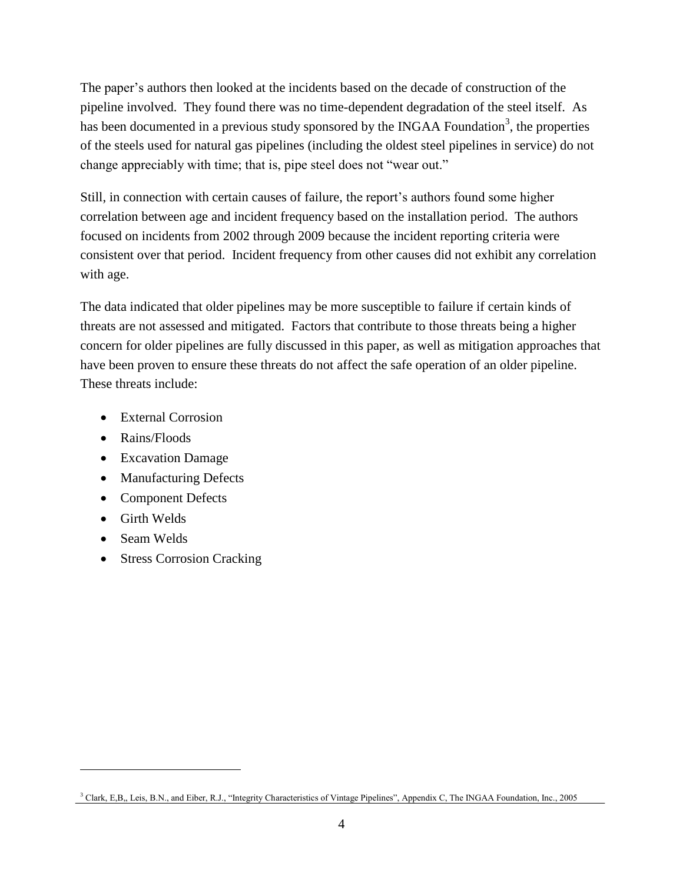The paper's authors then looked at the incidents based on the decade of construction of the pipeline involved. They found there was no time-dependent degradation of the steel itself. As has been documented in a previous study sponsored by the INGAA Foundation[3], the properties of the steels used for natural gas pipelines (including the oldest steel pipelines in service) do not change appreciably with time; that is, pipe steel does not "wear out."

Still, in connection with certain causes of failure, the report's authors found some higher correlation between age and incident frequency based on the installation period. The authors focused on incidents from 2002 through 2009 because the incident reporting criteria were consistent over that period. Incident frequency from other causes did not exhibit any correlation with age.

The data indicated that older pipelines may be more susceptible to failure if certain kinds of threats are not assessed and mitigated. Factors that contribute to those threats being a higher concern for older pipelines are fully discussed in this paper, as well as mitigation approaches that have been proven to ensure these threats do not affect the safe operation of an older pipeline. These threats include:

- External Corrosion
- Rains/Floods
- Excavation Damage
- Manufacturing Defects
- Component Defects
- Girth Welds
- Seam Welds
- Stress Corrosion Cracking

---

[3] Clark, E,B,, Leis, B.N., and Eiber, R.J., "Integrity Characteristics of Vintage Pipelines", Appendix C, The INGAA Foundation, Inc., 2005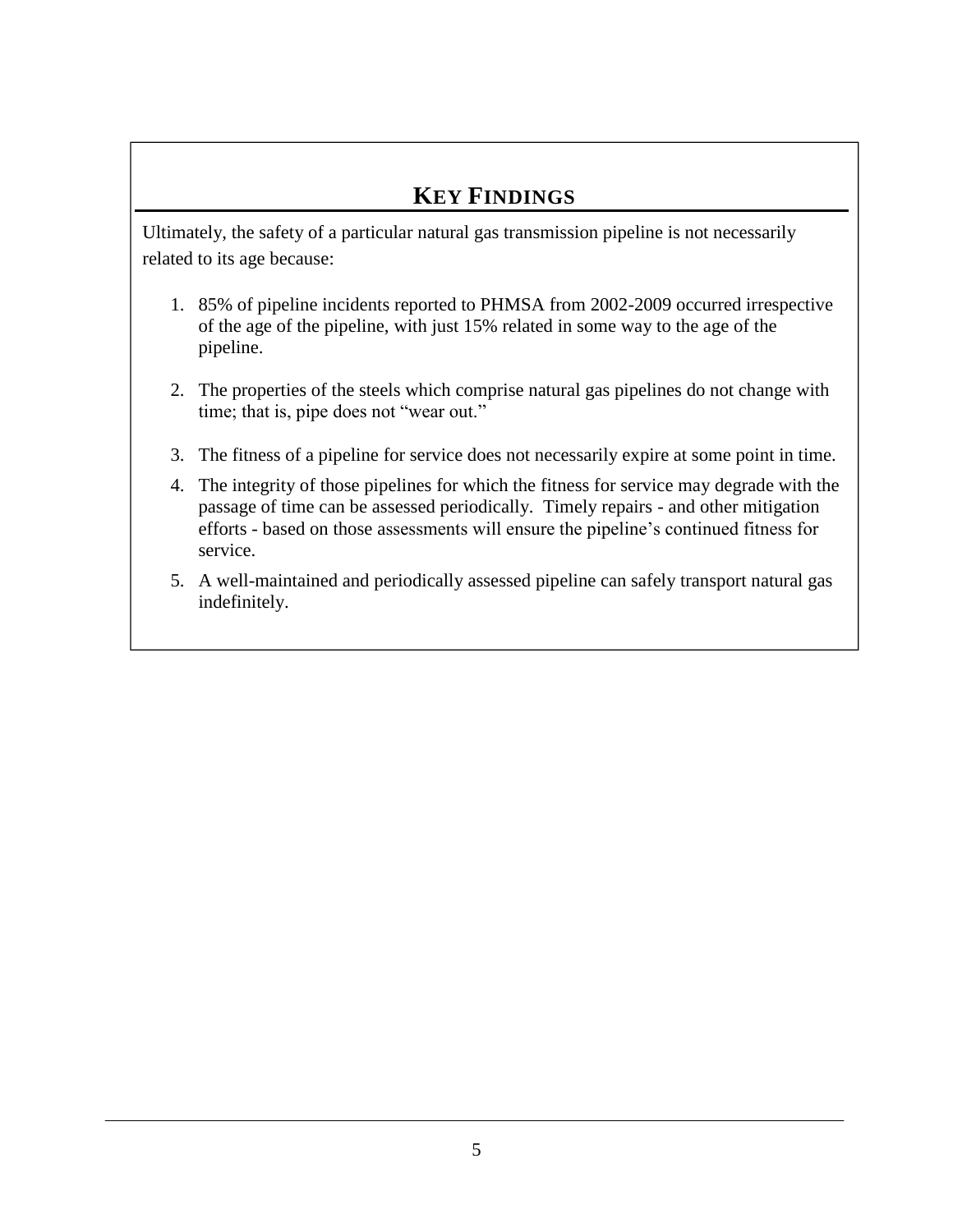## KEY FINDINGS

Ultimately, the safety of a particular natural gas transmission pipeline is not necessarily related to its age because:

1. 85% of pipeline incidents reported to PHMSA from 2002-2009 occurred irrespective of the age of the pipeline, with just 15% related in some way to the age of the pipeline.

2. The properties of the steels which comprise natural gas pipelines do not change with time; that is, pipe does not "wear out."

3. The fitness of a pipeline for service does not necessarily expire at some point in time.

4. The integrity of those pipelines for which the fitness for service may degrade with the passage of time can be assessed periodically. Timely repairs - and other mitigation efforts - based on those assessments will ensure the pipeline's continued fitness for service.

5. A well-maintained and periodically assessed pipeline can safely transport natural gas indefinitely.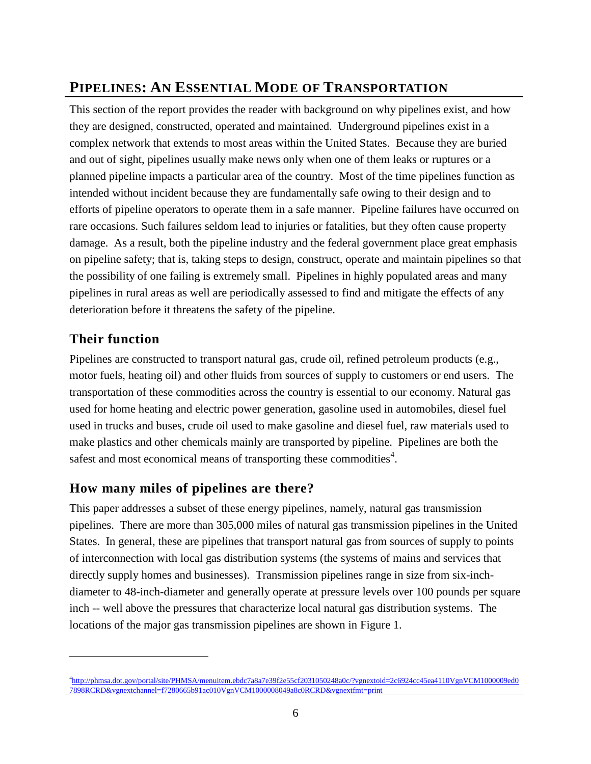# PIPELINES: AN ESSENTIAL MODE OF TRANSPORTATION

This section of the report provides the reader with background on why pipelines exist, and how they are designed, constructed, operated and maintained. Underground pipelines exist in a complex network that extends to most areas within the United States. Because they are buried and out of sight, pipelines usually make news only when one of them leaks or ruptures or a planned pipeline impacts a particular area of the country. Most of the time pipelines function as intended without incident because they are fundamentally safe owing to their design and to efforts of pipeline operators to operate them in a safe manner. Pipeline failures have occurred on rare occasions. Such failures seldom lead to injuries or fatalities, but they often cause property damage. As a result, both the pipeline industry and the federal government place great emphasis on pipeline safety; that is, taking steps to design, construct, operate and maintain pipelines so that the possibility of one failing is extremely small. Pipelines in highly populated areas and many pipelines in rural areas as well are periodically assessed to find and mitigate the effects of any deterioration before it threatens the safety of the pipeline.

## Their function

Pipelines are constructed to transport natural gas, crude oil, refined petroleum products (e.g., motor fuels, heating oil) and other fluids from sources of supply to customers or end users. The transportation of these commodities across the country is essential to our economy. Natural gas used for home heating and electric power generation, gasoline used in automobiles, diesel fuel used in trucks and buses, crude oil used to make gasoline and diesel fuel, raw materials used to make plastics and other chemicals mainly are transported by pipeline. Pipelines are both the safest and most economical means of transporting these commodities[4].

## How many miles of pipelines are there?

This paper addresses a subset of these energy pipelines, namely, natural gas transmission pipelines. There are more than 305,000 miles of natural gas transmission pipelines in the United States. In general, these are pipelines that transport natural gas from sources of supply to points of interconnection with local gas distribution systems (the systems of mains and services that directly supply homes and businesses). Transmission pipelines range in size from six-inch-diameter to 48-inch-diameter and generally operate at pressure levels over 100 pounds per square inch -- well above the pressures that characterize local natural gas distribution systems. The locations of the major gas transmission pipelines are shown in Figure 1.

---

[4] http://phmsa.dot.gov/portal/site/PHMSA/menuitem.ebdc7a8a7e39f2e55cf2031050248a0c/?vgnextoid=2c6924cc45ea4110VgnVCM1000009ed07898RCRD&vgnextchannel=f7280665b91ac010VgnVCM1000008049a8c0RCRD&vgnextfmt=print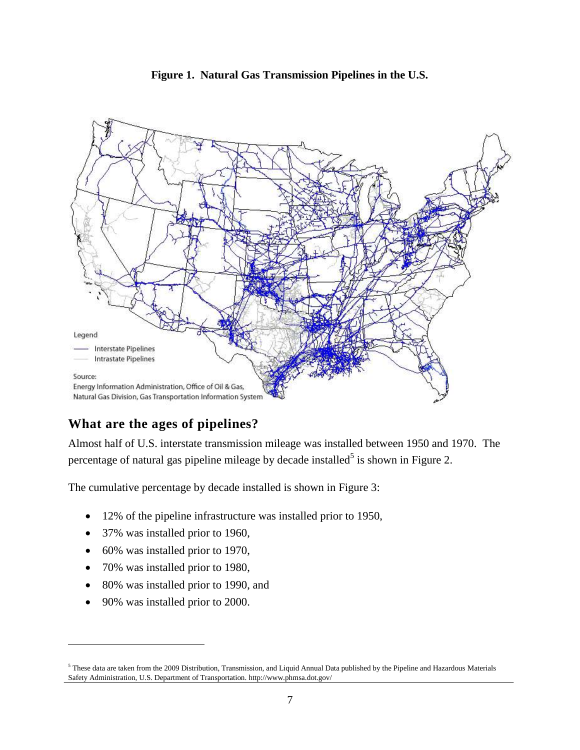**Figure 1. Natural Gas Transmission Pipelines in the U.S.**

Legend
- Interstate Pipelines
- Intrastate Pipelines

Source:
Energy Information Administration, Office of Oil & Gas, Natural Gas Division, Gas Transportation Information System

## What are the ages of pipelines?

Almost half of U.S. interstate transmission mileage was installed between 1950 and 1970. The percentage of natural gas pipeline mileage by decade installed[5] is shown in Figure 2.

The cumulative percentage by decade installed is shown in Figure 3:

- 12% of the pipeline infrastructure was installed prior to 1950,
- 37% was installed prior to 1960,
- 60% was installed prior to 1970,
- 70% was installed prior to 1980,
- 80% was installed prior to 1990, and
- 90% was installed prior to 2000.

[5] These data are taken from the 2009 Distribution, Transmission, and Liquid Annual Data published by the Pipeline and Hazardous Materials Safety Administration, U.S. Department of Transportation. http://www.phmsa.dot.gov/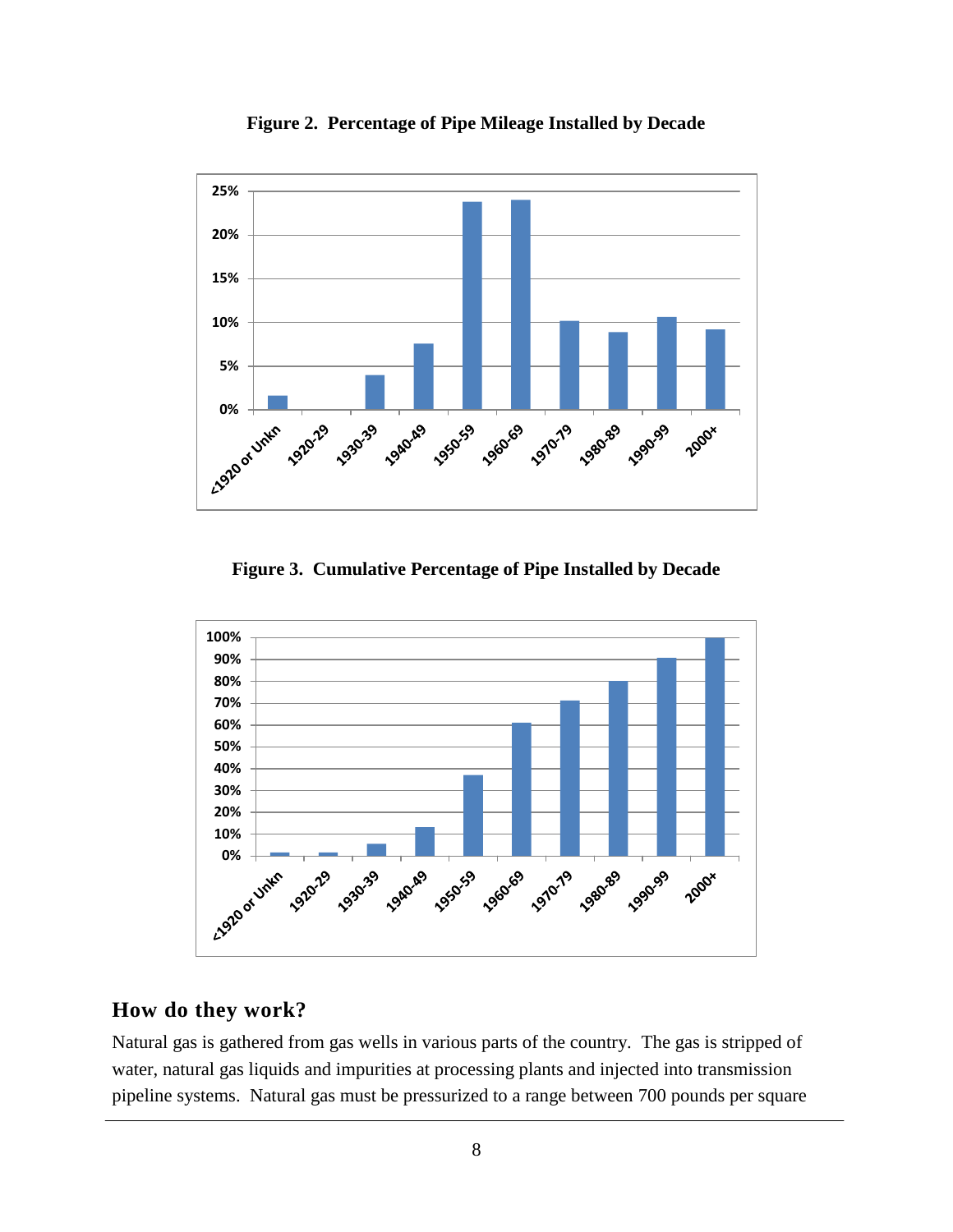**Figure 2. Percentage of Pipe Mileage Installed by Decade**

**Figure 3. Cumulative Percentage of Pipe Installed by Decade**

## How do they work?

Natural gas is gathered from gas wells in various parts of the country. The gas is stripped of water, natural gas liquids and impurities at processing plants and injected into transmission pipeline systems. Natural gas must be pressurized to a range between 700 pounds per square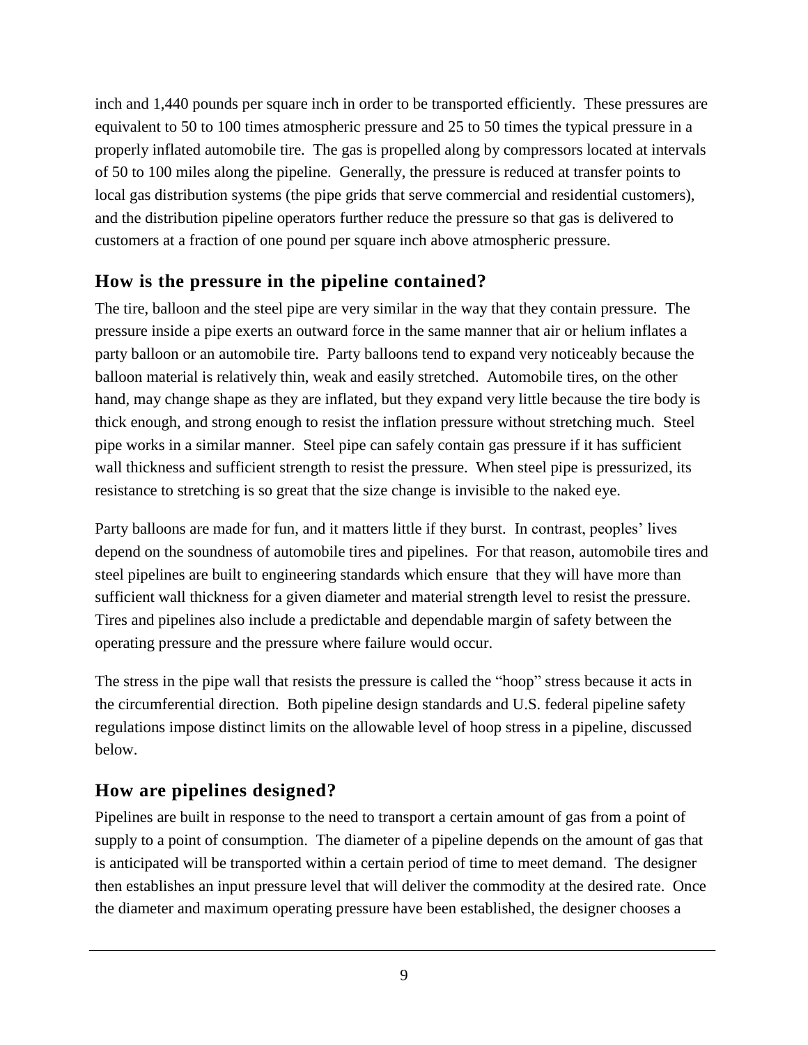inch and 1,440 pounds per square inch in order to be transported efficiently. These pressures are equivalent to 50 to 100 times atmospheric pressure and 25 to 50 times the typical pressure in a properly inflated automobile tire. The gas is propelled along by compressors located at intervals of 50 to 100 miles along the pipeline. Generally, the pressure is reduced at transfer points to local gas distribution systems (the pipe grids that serve commercial and residential customers), and the distribution pipeline operators further reduce the pressure so that gas is delivered to customers at a fraction of one pound per square inch above atmospheric pressure.

## How is the pressure in the pipeline contained?

The tire, balloon and the steel pipe are very similar in the way that they contain pressure. The pressure inside a pipe exerts an outward force in the same manner that air or helium inflates a party balloon or an automobile tire. Party balloons tend to expand very noticeably because the balloon material is relatively thin, weak and easily stretched. Automobile tires, on the other hand, may change shape as they are inflated, but they expand very little because the tire body is thick enough, and strong enough to resist the inflation pressure without stretching much. Steel pipe works in a similar manner. Steel pipe can safely contain gas pressure if it has sufficient wall thickness and sufficient strength to resist the pressure. When steel pipe is pressurized, its resistance to stretching is so great that the size change is invisible to the naked eye.

Party balloons are made for fun, and it matters little if they burst. In contrast, peoples' lives depend on the soundness of automobile tires and pipelines. For that reason, automobile tires and steel pipelines are built to engineering standards which ensure that they will have more than sufficient wall thickness for a given diameter and material strength level to resist the pressure. Tires and pipelines also include a predictable and dependable margin of safety between the operating pressure and the pressure where failure would occur.

The stress in the pipe wall that resists the pressure is called the "hoop" stress because it acts in the circumferential direction. Both pipeline design standards and U.S. federal pipeline safety regulations impose distinct limits on the allowable level of hoop stress in a pipeline, discussed below.

## How are pipelines designed?

Pipelines are built in response to the need to transport a certain amount of gas from a point of supply to a point of consumption. The diameter of a pipeline depends on the amount of gas that is anticipated will be transported within a certain period of time to meet demand. The designer then establishes an input pressure level that will deliver the commodity at the desired rate. Once the diameter and maximum operating pressure have been established, the designer chooses a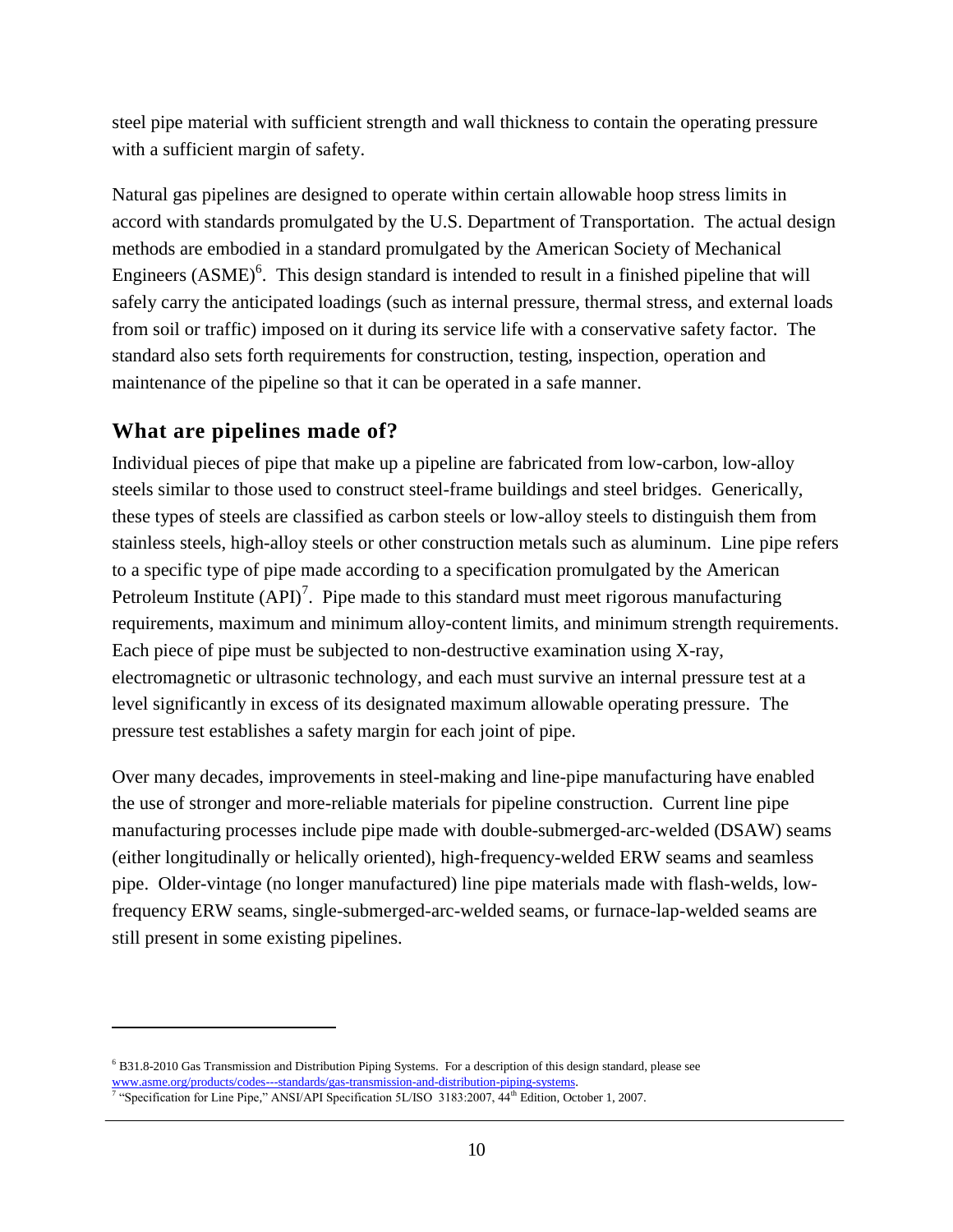steel pipe material with sufficient strength and wall thickness to contain the operating pressure with a sufficient margin of safety.

Natural gas pipelines are designed to operate within certain allowable hoop stress limits in accord with standards promulgated by the U.S. Department of Transportation. The actual design methods are embodied in a standard promulgated by the American Society of Mechanical Engineers (ASME)[6]. This design standard is intended to result in a finished pipeline that will safely carry the anticipated loadings (such as internal pressure, thermal stress, and external loads from soil or traffic) imposed on it during its service life with a conservative safety factor. The standard also sets forth requirements for construction, testing, inspection, operation and maintenance of the pipeline so that it can be operated in a safe manner.

## What are pipelines made of?

Individual pieces of pipe that make up a pipeline are fabricated from low-carbon, low-alloy steels similar to those used to construct steel-frame buildings and steel bridges. Generically, these types of steels are classified as carbon steels or low-alloy steels to distinguish them from stainless steels, high-alloy steels or other construction metals such as aluminum. Line pipe refers to a specific type of pipe made according to a specification promulgated by the American Petroleum Institute (API)[7]. Pipe made to this standard must meet rigorous manufacturing requirements, maximum and minimum alloy-content limits, and minimum strength requirements. Each piece of pipe must be subjected to non-destructive examination using X-ray, electromagnetic or ultrasonic technology, and each must survive an internal pressure test at a level significantly in excess of its designated maximum allowable operating pressure. The pressure test establishes a safety margin for each joint of pipe.

Over many decades, improvements in steel-making and line-pipe manufacturing have enabled the use of stronger and more-reliable materials for pipeline construction. Current line pipe manufacturing processes include pipe made with double-submerged-arc-welded (DSAW) seams (either longitudinally or helically oriented), high-frequency-welded ERW seams and seamless pipe. Older-vintage (no longer manufactured) line pipe materials made with flash-welds, low-frequency ERW seams, single-submerged-arc-welded seams, or furnace-lap-welded seams are still present in some existing pipelines.

---

[6] B31.8-2010 Gas Transmission and Distribution Piping Systems. For a description of this design standard, please see www.asme.org/products/codes---standards/gas-transmission-and-distribution-piping-systems.

[7] "Specification for Line Pipe," ANSI/API Specification 5L/ISO 3183:2007, 44th Edition, October 1, 2007.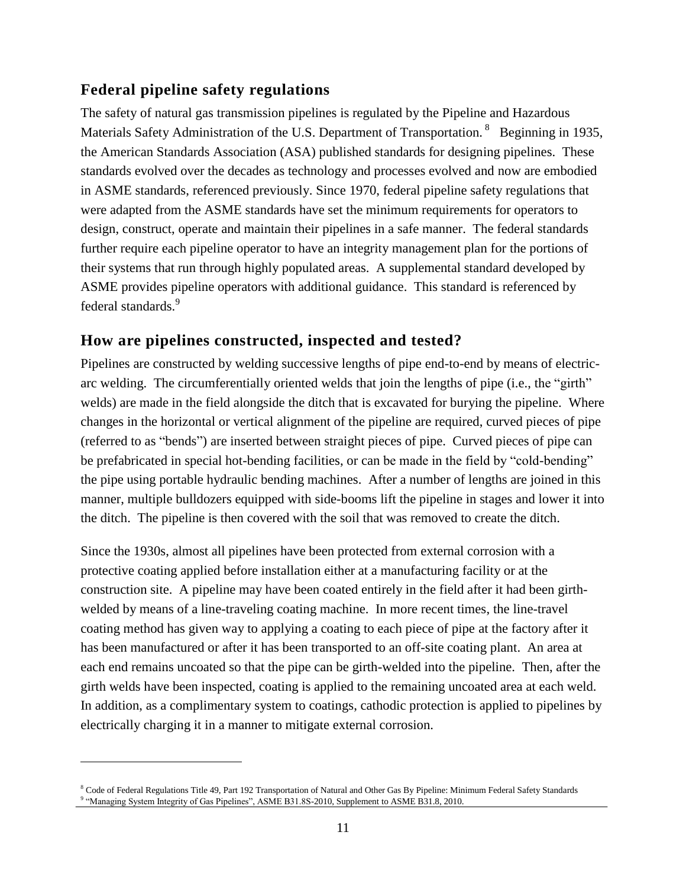## Federal pipeline safety regulations

The safety of natural gas transmission pipelines is regulated by the Pipeline and Hazardous Materials Safety Administration of the U.S. Department of Transportation. [8] Beginning in 1935, the American Standards Association (ASA) published standards for designing pipelines. These standards evolved over the decades as technology and processes evolved and now are embodied in ASME standards, referenced previously. Since 1970, federal pipeline safety regulations that were adapted from the ASME standards have set the minimum requirements for operators to design, construct, operate and maintain their pipelines in a safe manner. The federal standards further require each pipeline operator to have an integrity management plan for the portions of their systems that run through highly populated areas. A supplemental standard developed by ASME provides pipeline operators with additional guidance. This standard is referenced by federal standards.[9]

## How are pipelines constructed, inspected and tested?

Pipelines are constructed by welding successive lengths of pipe end-to-end by means of electric-arc welding. The circumferentially oriented welds that join the lengths of pipe (i.e., the "girth" welds) are made in the field alongside the ditch that is excavated for burying the pipeline. Where changes in the horizontal or vertical alignment of the pipeline are required, curved pieces of pipe (referred to as "bends") are inserted between straight pieces of pipe. Curved pieces of pipe can be prefabricated in special hot-bending facilities, or can be made in the field by "cold-bending" the pipe using portable hydraulic bending machines. After a number of lengths are joined in this manner, multiple bulldozers equipped with side-booms lift the pipeline in stages and lower it into the ditch. The pipeline is then covered with the soil that was removed to create the ditch.

Since the 1930s, almost all pipelines have been protected from external corrosion with a protective coating applied before installation either at a manufacturing facility or at the construction site. A pipeline may have been coated entirely in the field after it had been girth-welded by means of a line-traveling coating machine. In more recent times, the line-travel coating method has given way to applying a coating to each piece of pipe at the factory after it has been manufactured or after it has been transported to an off-site coating plant. An area at each end remains uncoated so that the pipe can be girth-welded into the pipeline. Then, after the girth welds have been inspected, coating is applied to the remaining uncoated area at each weld. In addition, as a complimentary system to coatings, cathodic protection is applied to pipelines by electrically charging it in a manner to mitigate external corrosion.

---

[8] Code of Federal Regulations Title 49, Part 192 Transportation of Natural and Other Gas By Pipeline: Minimum Federal Safety Standards

[9] "Managing System Integrity of Gas Pipelines", ASME B31.8S-2010, Supplement to ASME B31.8, 2010.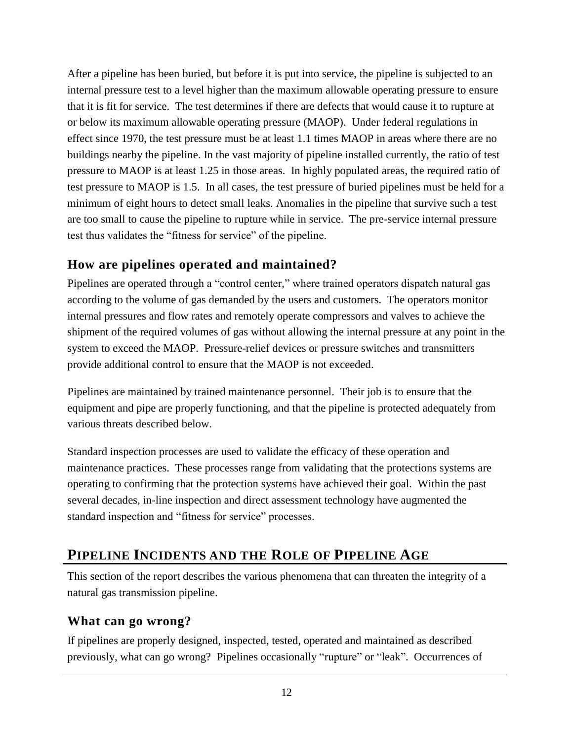After a pipeline has been buried, but before it is put into service, the pipeline is subjected to an internal pressure test to a level higher than the maximum allowable operating pressure to ensure that it is fit for service. The test determines if there are defects that would cause it to rupture at or below its maximum allowable operating pressure (MAOP). Under federal regulations in effect since 1970, the test pressure must be at least 1.1 times MAOP in areas where there are no buildings nearby the pipeline. In the vast majority of pipeline installed currently, the ratio of test pressure to MAOP is at least 1.25 in those areas. In highly populated areas, the required ratio of test pressure to MAOP is 1.5. In all cases, the test pressure of buried pipelines must be held for a minimum of eight hours to detect small leaks. Anomalies in the pipeline that survive such a test are too small to cause the pipeline to rupture while in service. The pre-service internal pressure test thus validates the "fitness for service" of the pipeline.

### How are pipelines operated and maintained?

Pipelines are operated through a "control center," where trained operators dispatch natural gas according to the volume of gas demanded by the users and customers. The operators monitor internal pressures and flow rates and remotely operate compressors and valves to achieve the shipment of the required volumes of gas without allowing the internal pressure at any point in the system to exceed the MAOP. Pressure-relief devices or pressure switches and transmitters provide additional control to ensure that the MAOP is not exceeded.

Pipelines are maintained by trained maintenance personnel. Their job is to ensure that the equipment and pipe are properly functioning, and that the pipeline is protected adequately from various threats described below.

Standard inspection processes are used to validate the efficacy of these operation and maintenance practices. These processes range from validating that the protections systems are operating to confirming that the protection systems have achieved their goal. Within the past several decades, in-line inspection and direct assessment technology have augmented the standard inspection and "fitness for service" processes.

## PIPELINE INCIDENTS AND THE ROLE OF PIPELINE AGE

This section of the report describes the various phenomena that can threaten the integrity of a natural gas transmission pipeline.

### What can go wrong?

If pipelines are properly designed, inspected, tested, operated and maintained as described previously, what can go wrong? Pipelines occasionally "rupture" or "leak". Occurrences of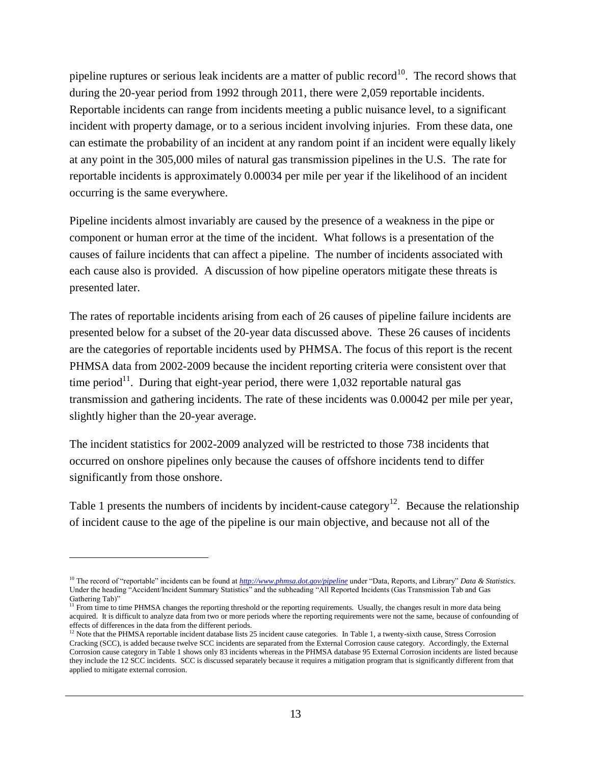pipeline ruptures or serious leak incidents are a matter of public record[10]. The record shows that during the 20-year period from 1992 through 2011, there were 2,059 reportable incidents. Reportable incidents can range from incidents meeting a public nuisance level, to a significant incident with property damage, or to a serious incident involving injuries. From these data, one can estimate the probability of an incident at any random point if an incident were equally likely at any point in the 305,000 miles of natural gas transmission pipelines in the U.S. The rate for reportable incidents is approximately 0.00034 per mile per year if the likelihood of an incident occurring is the same everywhere.

Pipeline incidents almost invariably are caused by the presence of a weakness in the pipe or component or human error at the time of the incident. What follows is a presentation of the causes of failure incidents that can affect a pipeline. The number of incidents associated with each cause also is provided. A discussion of how pipeline operators mitigate these threats is presented later.

The rates of reportable incidents arising from each of 26 causes of pipeline failure incidents are presented below for a subset of the 20-year data discussed above. These 26 causes of incidents are the categories of reportable incidents used by PHMSA. The focus of this report is the recent PHMSA data from 2002-2009 because the incident reporting criteria were consistent over that time period[11]. During that eight-year period, there were 1,032 reportable natural gas transmission and gathering incidents. The rate of these incidents was 0.00042 per mile per year, slightly higher than the 20-year average.

The incident statistics for 2002-2009 analyzed will be restricted to those 738 incidents that occurred on onshore pipelines only because the causes of offshore incidents tend to differ significantly from those onshore.

Table 1 presents the numbers of incidents by incident-cause category[12]. Because the relationship of incident cause to the age of the pipeline is our main objective, and because not all of the

---

[10] The record of "reportable" incidents can be found at *http://www.phmsa.dot.gov/pipeline* under "Data, Reports, and Library" *Data & Statistics*. Under the heading "Accident/Incident Summary Statistics" and the subheading "All Reported Incidents (Gas Transmission Tab and Gas Gathering Tab)"

[11] From time to time PHMSA changes the reporting threshold or the reporting requirements. Usually, the changes result in more data being acquired. It is difficult to analyze data from two or more periods where the reporting requirements were not the same, because of confounding of effects of differences in the data from the different periods.

[12] Note that the PHMSA reportable incident database lists 25 incident cause categories. In Table 1, a twenty-sixth cause, Stress Corrosion Cracking (SCC), is added because twelve SCC incidents are separated from the External Corrosion cause category. Accordingly, the External Corrosion cause category in Table 1 shows only 83 incidents whereas in the PHMSA database 95 External Corrosion incidents are listed because they include the 12 SCC incidents. SCC is discussed separately because it requires a mitigation program that is significantly different from that applied to mitigate external corrosion.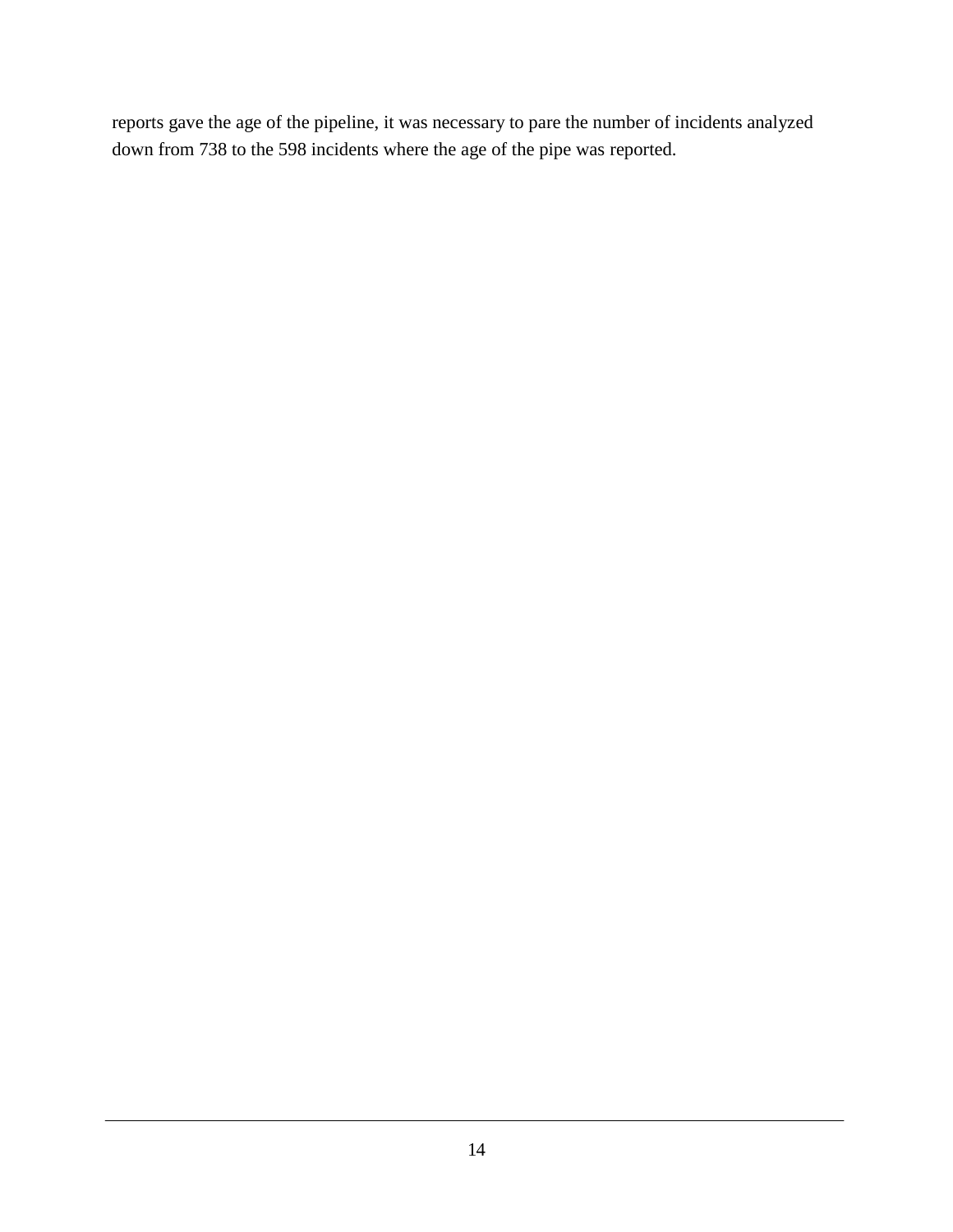reports gave the age of the pipeline, it was necessary to pare the number of incidents analyzed down from 738 to the 598 incidents where the age of the pipe was reported.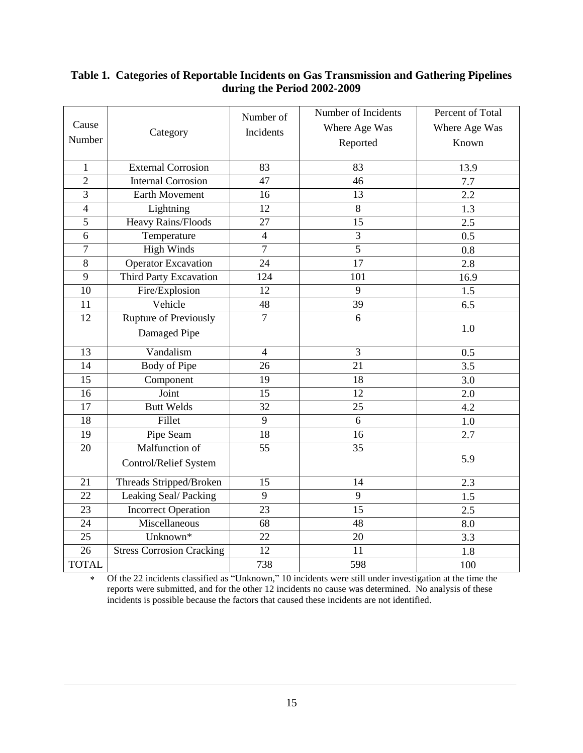**Table 1. Categories of Reportable Incidents on Gas Transmission and Gathering Pipelines during the Period 2002-2009**

| Cause Number | Category | Number of Incidents | Number of Incidents Where Age Was Reported | Percent of Total Where Age Was Known |
|---|---|---|---|---|
| 1 | External Corrosion | 83 | 83 | 13.9 |
| 2 | Internal Corrosion | 47 | 46 | 7.7 |
| 3 | Earth Movement | 16 | 13 | 2.2 |
| 4 | Lightning | 12 | 8 | 1.3 |
| 5 | Heavy Rains/Floods | 27 | 15 | 2.5 |
| 6 | Temperature | 4 | 3 | 0.5 |
| 7 | High Winds | 7 | 5 | 0.8 |
| 8 | Operator Excavation | 24 | 17 | 2.8 |
| 9 | Third Party Excavation | 124 | 101 | 16.9 |
| 10 | Fire/Explosion | 12 | 9 | 1.5 |
| 11 | Vehicle | 48 | 39 | 6.5 |
| 12 | Rupture of Previously Damaged Pipe | 7 | 6 | 1.0 |
| 13 | Vandalism | 4 | 3 | 0.5 |
| 14 | Body of Pipe | 26 | 21 | 3.5 |
| 15 | Component | 19 | 18 | 3.0 |
| 16 | Joint | 15 | 12 | 2.0 |
| 17 | Butt Welds | 32 | 25 | 4.2 |
| 18 | Fillet | 9 | 6 | 1.0 |
| 19 | Pipe Seam | 18 | 16 | 2.7 |
| 20 | Malfunction of Control/Relief System | 55 | 35 | 5.9 |
| 21 | Threads Stripped/Broken | 15 | 14 | 2.3 |
| 22 | Leaking Seal/ Packing | 9 | 9 | 1.5 |
| 23 | Incorrect Operation | 23 | 15 | 2.5 |
| 24 | Miscellaneous | 68 | 48 | 8.0 |
| 25 | Unknown* | 22 | 20 | 3.3 |
| 26 | Stress Corrosion Cracking | 12 | 11 | 1.8 |
| TOTAL | | 738 | 598 | 100 |

* Of the 22 incidents classified as "Unknown," 10 incidents were still under investigation at the time the reports were submitted, and for the other 12 incidents no cause was determined. No analysis of these incidents is possible because the factors that caused these incidents are not identified.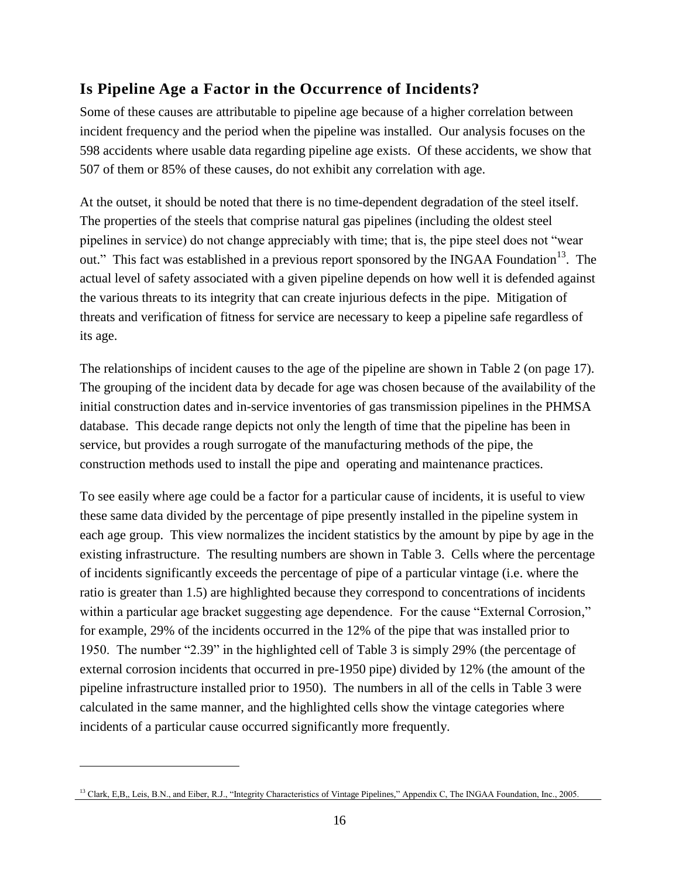## Is Pipeline Age a Factor in the Occurrence of Incidents?

Some of these causes are attributable to pipeline age because of a higher correlation between incident frequency and the period when the pipeline was installed. Our analysis focuses on the 598 accidents where usable data regarding pipeline age exists. Of these accidents, we show that 507 of them or 85% of these causes, do not exhibit any correlation with age.

At the outset, it should be noted that there is no time-dependent degradation of the steel itself. The properties of the steels that comprise natural gas pipelines (including the oldest steel pipelines in service) do not change appreciably with time; that is, the pipe steel does not "wear out." This fact was established in a previous report sponsored by the INGAA Foundation[13]. The actual level of safety associated with a given pipeline depends on how well it is defended against the various threats to its integrity that can create injurious defects in the pipe. Mitigation of threats and verification of fitness for service are necessary to keep a pipeline safe regardless of its age.

The relationships of incident causes to the age of the pipeline are shown in Table 2 (on page 17). The grouping of the incident data by decade for age was chosen because of the availability of the initial construction dates and in-service inventories of gas transmission pipelines in the PHMSA database. This decade range depicts not only the length of time that the pipeline has been in service, but provides a rough surrogate of the manufacturing methods of the pipe, the construction methods used to install the pipe and operating and maintenance practices.

To see easily where age could be a factor for a particular cause of incidents, it is useful to view these same data divided by the percentage of pipe presently installed in the pipeline system in each age group. This view normalizes the incident statistics by the amount by pipe by age in the existing infrastructure. The resulting numbers are shown in Table 3. Cells where the percentage of incidents significantly exceeds the percentage of pipe of a particular vintage (i.e. where the ratio is greater than 1.5) are highlighted because they correspond to concentrations of incidents within a particular age bracket suggesting age dependence. For the cause "External Corrosion," for example, 29% of the incidents occurred in the 12% of the pipe that was installed prior to 1950. The number "2.39" in the highlighted cell of Table 3 is simply 29% (the percentage of external corrosion incidents that occurred in pre-1950 pipe) divided by 12% (the amount of the pipeline infrastructure installed prior to 1950). The numbers in all of the cells in Table 3 were calculated in the same manner, and the highlighted cells show the vintage categories where incidents of a particular cause occurred significantly more frequently.

---

[13] Clark, E,B,, Leis, B.N., and Eiber, R.J., "Integrity Characteristics of Vintage Pipelines," Appendix C, The INGAA Foundation, Inc., 2005.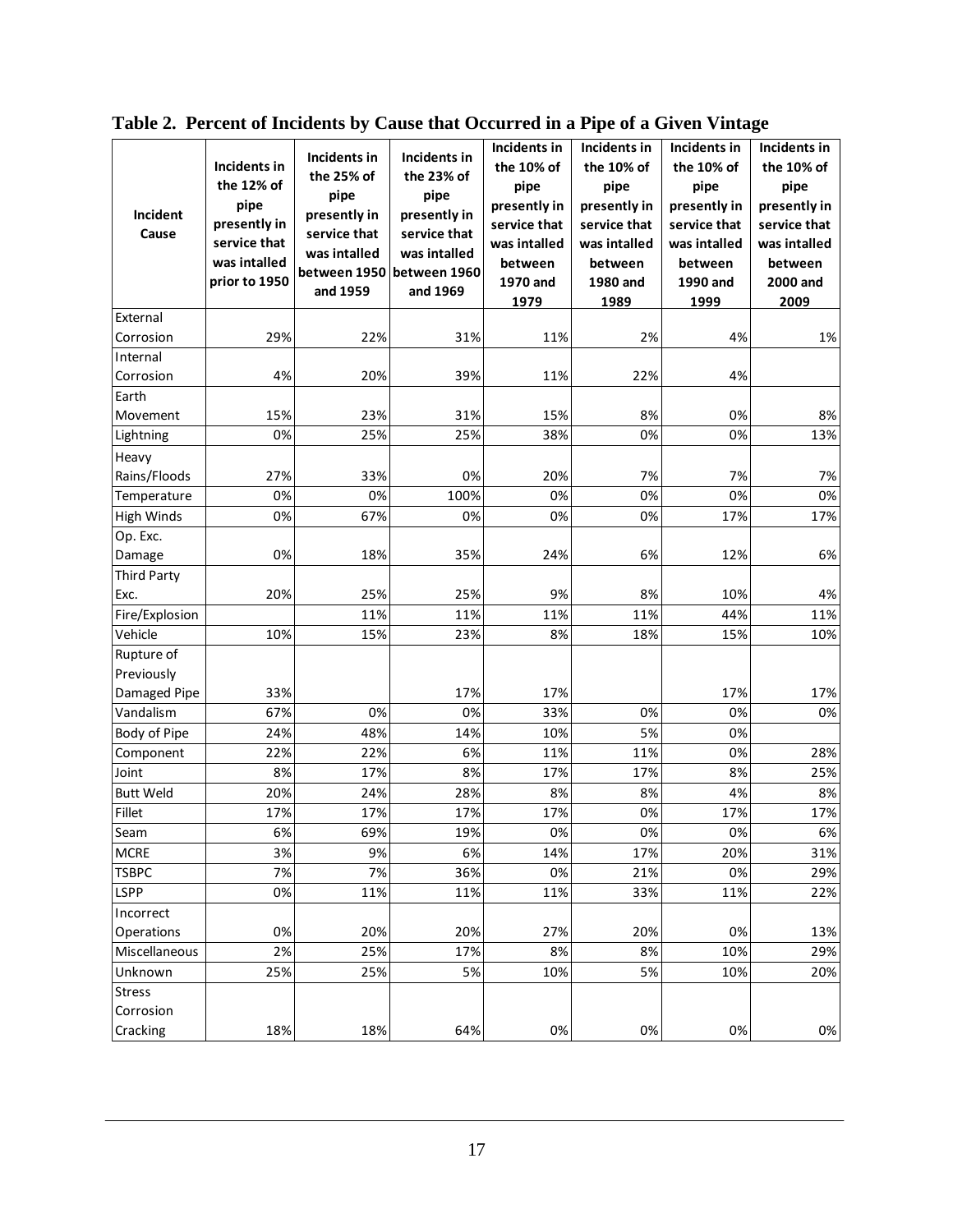**Table 2. Percent of Incidents by Cause that Occurred in a Pipe of a Given Vintage**

| Incident Cause | Incidents in the 12% of pipe presently in service that was intalled prior to 1950 | Incidents in the 25% of pipe presently in service that was intalled between 1950 and 1959 | Incidents in the 23% of pipe presently in service that was intalled between 1960 and 1969 | Incidents in the 10% of pipe presently in service that was intalled between 1970 and 1979 | Incidents in the 10% of pipe presently in service that was intalled between 1980 and 1989 | Incidents in the 10% of pipe presently in service that was intalled between 1990 and 1999 | Incidents in the 10% of pipe presently in service that was intalled between 2000 and 2009 |
|---|---|---|---|---|---|---|---|
| External Corrosion | 29% | 22% | 31% | 11% | 2% | 4% | 1% |
| Internal Corrosion | 4% | 20% | 39% | 11% | 22% | 4% | |
| Earth Movement | 15% | 23% | 31% | 15% | 8% | 0% | 8% |
| Lightning | 0% | 25% | 25% | 38% | 0% | 0% | 13% |
| Heavy Rains/Floods | 27% | 33% | 0% | 20% | 7% | 7% | 7% |
| Temperature | 0% | 0% | 100% | 0% | 0% | 0% | 0% |
| High Winds | 0% | 67% | 0% | 0% | 0% | 17% | 17% |
| Op. Exc. Damage | 0% | 18% | 35% | 24% | 6% | 12% | 6% |
| Third Party Exc. | 20% | 25% | 25% | 9% | 8% | 10% | 4% |
| Fire/Explosion | | 11% | 11% | 11% | 11% | 44% | 11% |
| Vehicle | 10% | 15% | 23% | 8% | 18% | 15% | 10% |
| Rupture of Previously Damaged Pipe | 33% | | 17% | 17% | | 17% | 17% |
| Vandalism | 67% | 0% | 0% | 33% | 0% | 0% | 0% |
| Body of Pipe | 24% | 48% | 14% | 10% | 5% | 0% | |
| Component | 22% | 22% | 6% | 11% | 11% | 0% | 28% |
| Joint | 8% | 17% | 8% | 17% | 17% | 8% | 25% |
| Butt Weld | 20% | 24% | 28% | 8% | 8% | 4% | 8% |
| Fillet | 17% | 17% | 17% | 17% | 0% | 17% | 17% |
| Seam | 6% | 69% | 19% | 0% | 0% | 0% | 6% |
| MCRE | 3% | 9% | 6% | 14% | 17% | 20% | 31% |
| TSBPC | 7% | 7% | 36% | 0% | 21% | 0% | 29% |
| LSPP | 0% | 11% | 11% | 11% | 33% | 11% | 22% |
| Incorrect Operations | 0% | 20% | 20% | 27% | 20% | 0% | 13% |
| Miscellaneous | 2% | 25% | 17% | 8% | 8% | 10% | 29% |
| Unknown | 25% | 25% | 5% | 10% | 5% | 10% | 20% |
| Stress Corrosion Cracking | 18% | 18% | 64% | 0% | 0% | 0% | 0% |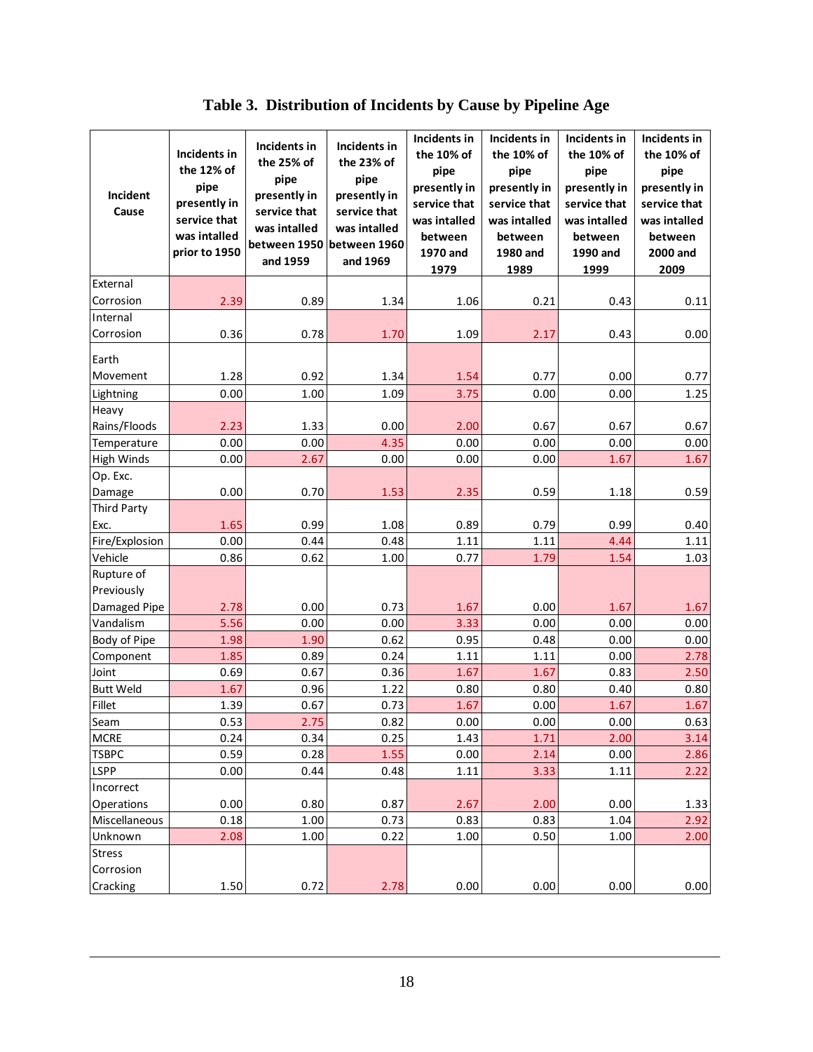## Table 3. Distribution of Incidents by Cause by Pipeline Age

| Incident Cause | Incidents in the 12% of pipe presently in service that was intalled prior to 1950 | Incidents in the 25% of pipe presently in service that was intalled between 1950 and 1959 | Incidents in the 23% of pipe presently in service that was intalled between 1960 and 1969 | Incidents in the 10% of pipe presently in service that was intalled between 1970 and 1979 | Incidents in the 10% of pipe presently in service that was intalled between 1980 and 1989 | Incidents in the 10% of pipe presently in service that was intalled between 1990 and 1999 | Incidents in the 10% of pipe presently in service that was intalled between 2000 and 2009 |
|---|---|---|---|---|---|---|---|
| External Corrosion | 2.39 | 0.89 | 1.34 | 1.06 | 0.21 | 0.43 | 0.11 |
| Internal Corrosion | 0.36 | 0.78 | 1.70 | 1.09 | 2.17 | 0.43 | 0.00 |
| Earth Movement | 1.28 | 0.92 | 1.34 | 1.54 | 0.77 | 0.00 | 0.77 |
| Lightning | 0.00 | 1.00 | 1.09 | 3.75 | 0.00 | 0.00 | 1.25 |
| Heavy Rains/Floods | 2.23 | 1.33 | 0.00 | 2.00 | 0.67 | 0.67 | 0.67 |
| Temperature | 0.00 | 0.00 | 4.35 | 0.00 | 0.00 | 0.00 | 0.00 |
| High Winds | 0.00 | 2.67 | 0.00 | 0.00 | 0.00 | 1.67 | 1.67 |
| Op. Exc. Damage | 0.00 | 0.70 | 1.53 | 2.35 | 0.59 | 1.18 | 0.59 |
| Third Party Exc. | 1.65 | 0.99 | 1.08 | 0.89 | 0.79 | 0.99 | 0.40 |
| Fire/Explosion | 0.00 | 0.44 | 0.48 | 1.11 | 1.11 | 4.44 | 1.11 |
| Vehicle | 0.86 | 0.62 | 1.00 | 0.77 | 1.79 | 1.54 | 1.03 |
| Rupture of Previously Damaged Pipe | 2.78 | 0.00 | 0.73 | 1.67 | 0.00 | 1.67 | 1.67 |
| Vandalism | 5.56 | 0.00 | 0.00 | 3.33 | 0.00 | 0.00 | 0.00 |
| Body of Pipe | 1.98 | 1.90 | 0.62 | 0.95 | 0.48 | 0.00 | 0.00 |
| Component | 1.85 | 0.89 | 0.24 | 1.11 | 1.11 | 0.00 | 2.78 |
| Joint | 0.69 | 0.67 | 0.36 | 1.67 | 1.67 | 0.83 | 2.50 |
| Butt Weld | 1.67 | 0.96 | 1.22 | 0.80 | 0.80 | 0.40 | 0.80 |
| Fillet | 1.39 | 0.67 | 0.73 | 1.67 | 0.00 | 1.67 | 1.67 |
| Seam | 0.53 | 2.75 | 0.82 | 0.00 | 0.00 | 0.00 | 0.63 |
| MCRE | 0.24 | 0.34 | 0.25 | 1.43 | 1.71 | 2.00 | 3.14 |
| TSBPC | 0.59 | 0.28 | 1.55 | 0.00 | 2.14 | 0.00 | 2.86 |
| LSPP | 0.00 | 0.44 | 0.48 | 1.11 | 3.33 | 1.11 | 2.22 |
| Incorrect Operations | 0.00 | 0.80 | 0.87 | 2.67 | 2.00 | 0.00 | 1.33 |
| Miscellaneous | 0.18 | 1.00 | 0.73 | 0.83 | 0.83 | 1.04 | 2.92 |
| Unknown | 2.08 | 1.00 | 0.22 | 1.00 | 0.50 | 1.00 | 2.00 |
| Stress Corrosion Cracking | 1.50 | 0.72 | 2.78 | 0.00 | 0.00 | 0.00 | 0.00 |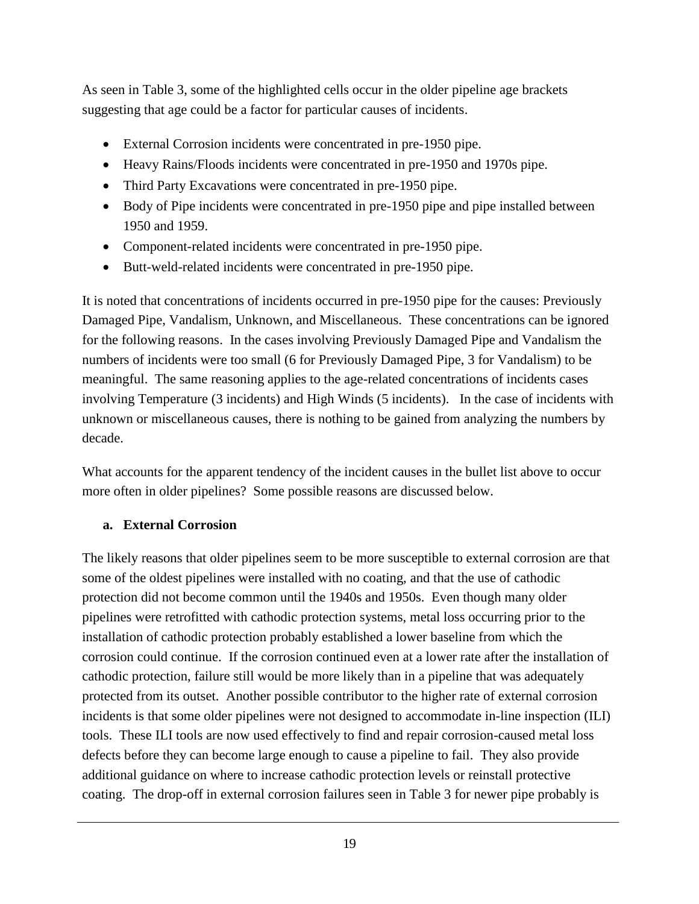As seen in Table 3, some of the highlighted cells occur in the older pipeline age brackets suggesting that age could be a factor for particular causes of incidents.

- External Corrosion incidents were concentrated in pre-1950 pipe.
- Heavy Rains/Floods incidents were concentrated in pre-1950 and 1970s pipe.
- Third Party Excavations were concentrated in pre-1950 pipe.
- Body of Pipe incidents were concentrated in pre-1950 pipe and pipe installed between 1950 and 1959.
- Component-related incidents were concentrated in pre-1950 pipe.
- Butt-weld-related incidents were concentrated in pre-1950 pipe.

It is noted that concentrations of incidents occurred in pre-1950 pipe for the causes: Previously Damaged Pipe, Vandalism, Unknown, and Miscellaneous. These concentrations can be ignored for the following reasons. In the cases involving Previously Damaged Pipe and Vandalism the numbers of incidents were too small (6 for Previously Damaged Pipe, 3 for Vandalism) to be meaningful. The same reasoning applies to the age-related concentrations of incidents cases involving Temperature (3 incidents) and High Winds (5 incidents). In the case of incidents with unknown or miscellaneous causes, there is nothing to be gained from analyzing the numbers by decade.

What accounts for the apparent tendency of the incident causes in the bullet list above to occur more often in older pipelines? Some possible reasons are discussed below.

#### a. External Corrosion

The likely reasons that older pipelines seem to be more susceptible to external corrosion are that some of the oldest pipelines were installed with no coating, and that the use of cathodic protection did not become common until the 1940s and 1950s. Even though many older pipelines were retrofitted with cathodic protection systems, metal loss occurring prior to the installation of cathodic protection probably established a lower baseline from which the corrosion could continue. If the corrosion continued even at a lower rate after the installation of cathodic protection, failure still would be more likely than in a pipeline that was adequately protected from its outset. Another possible contributor to the higher rate of external corrosion incidents is that some older pipelines were not designed to accommodate in-line inspection (ILI) tools. These ILI tools are now used effectively to find and repair corrosion-caused metal loss defects before they can become large enough to cause a pipeline to fail. They also provide additional guidance on where to increase cathodic protection levels or reinstall protective coating. The drop-off in external corrosion failures seen in Table 3 for newer pipe probably is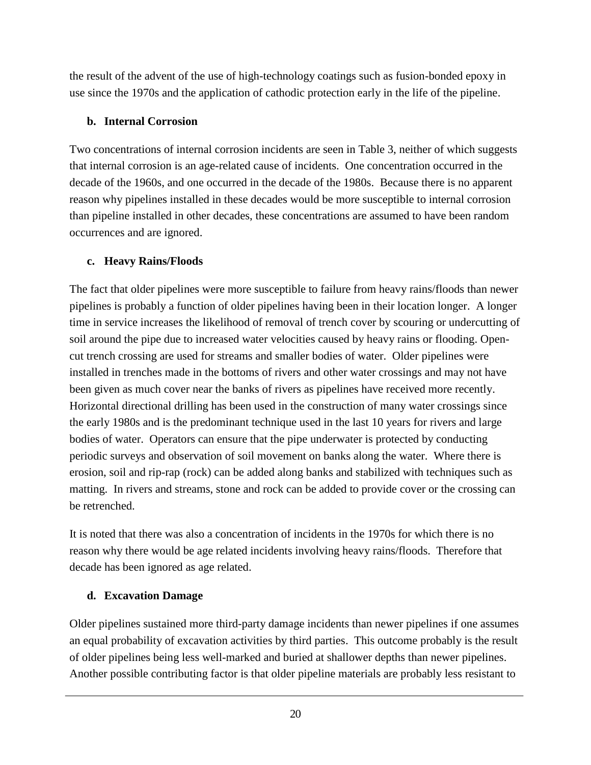the result of the advent of the use of high-technology coatings such as fusion-bonded epoxy in use since the 1970s and the application of cathodic protection early in the life of the pipeline.

**b. Internal Corrosion**

Two concentrations of internal corrosion incidents are seen in Table 3, neither of which suggests that internal corrosion is an age-related cause of incidents. One concentration occurred in the decade of the 1960s, and one occurred in the decade of the 1980s. Because there is no apparent reason why pipelines installed in these decades would be more susceptible to internal corrosion than pipeline installed in other decades, these concentrations are assumed to have been random occurrences and are ignored.

**c. Heavy Rains/Floods**

The fact that older pipelines were more susceptible to failure from heavy rains/floods than newer pipelines is probably a function of older pipelines having been in their location longer. A longer time in service increases the likelihood of removal of trench cover by scouring or undercutting of soil around the pipe due to increased water velocities caused by heavy rains or flooding. Open-cut trench crossing are used for streams and smaller bodies of water. Older pipelines were installed in trenches made in the bottoms of rivers and other water crossings and may not have been given as much cover near the banks of rivers as pipelines have received more recently. Horizontal directional drilling has been used in the construction of many water crossings since the early 1980s and is the predominant technique used in the last 10 years for rivers and large bodies of water. Operators can ensure that the pipe underwater is protected by conducting periodic surveys and observation of soil movement on banks along the water. Where there is erosion, soil and rip-rap (rock) can be added along banks and stabilized with techniques such as matting. In rivers and streams, stone and rock can be added to provide cover or the crossing can be retrenched.

It is noted that there was also a concentration of incidents in the 1970s for which there is no reason why there would be age related incidents involving heavy rains/floods. Therefore that decade has been ignored as age related.

**d. Excavation Damage**

Older pipelines sustained more third-party damage incidents than newer pipelines if one assumes an equal probability of excavation activities by third parties. This outcome probably is the result of older pipelines being less well-marked and buried at shallower depths than newer pipelines. Another possible contributing factor is that older pipeline materials are probably less resistant to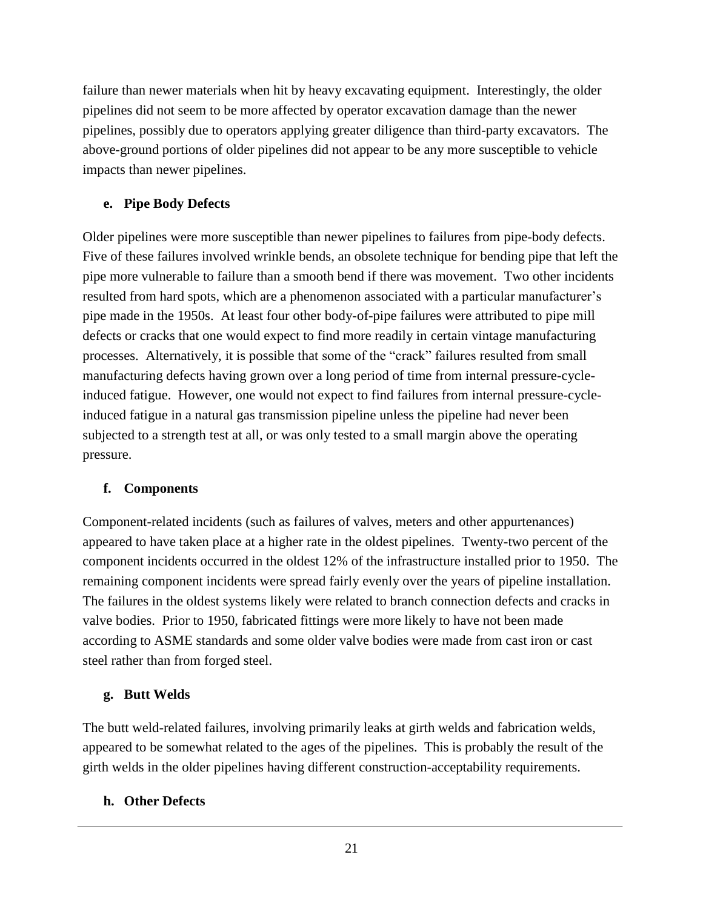failure than newer materials when hit by heavy excavating equipment. Interestingly, the older pipelines did not seem to be more affected by operator excavation damage than the newer pipelines, possibly due to operators applying greater diligence than third-party excavators. The above-ground portions of older pipelines did not appear to be any more susceptible to vehicle impacts than newer pipelines.

#### e. Pipe Body Defects

Older pipelines were more susceptible than newer pipelines to failures from pipe-body defects. Five of these failures involved wrinkle bends, an obsolete technique for bending pipe that left the pipe more vulnerable to failure than a smooth bend if there was movement. Two other incidents resulted from hard spots, which are a phenomenon associated with a particular manufacturer's pipe made in the 1950s. At least four other body-of-pipe failures were attributed to pipe mill defects or cracks that one would expect to find more readily in certain vintage manufacturing processes. Alternatively, it is possible that some of the "crack" failures resulted from small manufacturing defects having grown over a long period of time from internal pressure-cycle-induced fatigue. However, one would not expect to find failures from internal pressure-cycle-induced fatigue in a natural gas transmission pipeline unless the pipeline had never been subjected to a strength test at all, or was only tested to a small margin above the operating pressure.

#### f. Components

Component-related incidents (such as failures of valves, meters and other appurtenances) appeared to have taken place at a higher rate in the oldest pipelines. Twenty-two percent of the component incidents occurred in the oldest 12% of the infrastructure installed prior to 1950. The remaining component incidents were spread fairly evenly over the years of pipeline installation. The failures in the oldest systems likely were related to branch connection defects and cracks in valve bodies. Prior to 1950, fabricated fittings were more likely to have not been made according to ASME standards and some older valve bodies were made from cast iron or cast steel rather than from forged steel.

#### g. Butt Welds

The butt weld-related failures, involving primarily leaks at girth welds and fabrication welds, appeared to be somewhat related to the ages of the pipelines. This is probably the result of the girth welds in the older pipelines having different construction-acceptability requirements.

#### h. Other Defects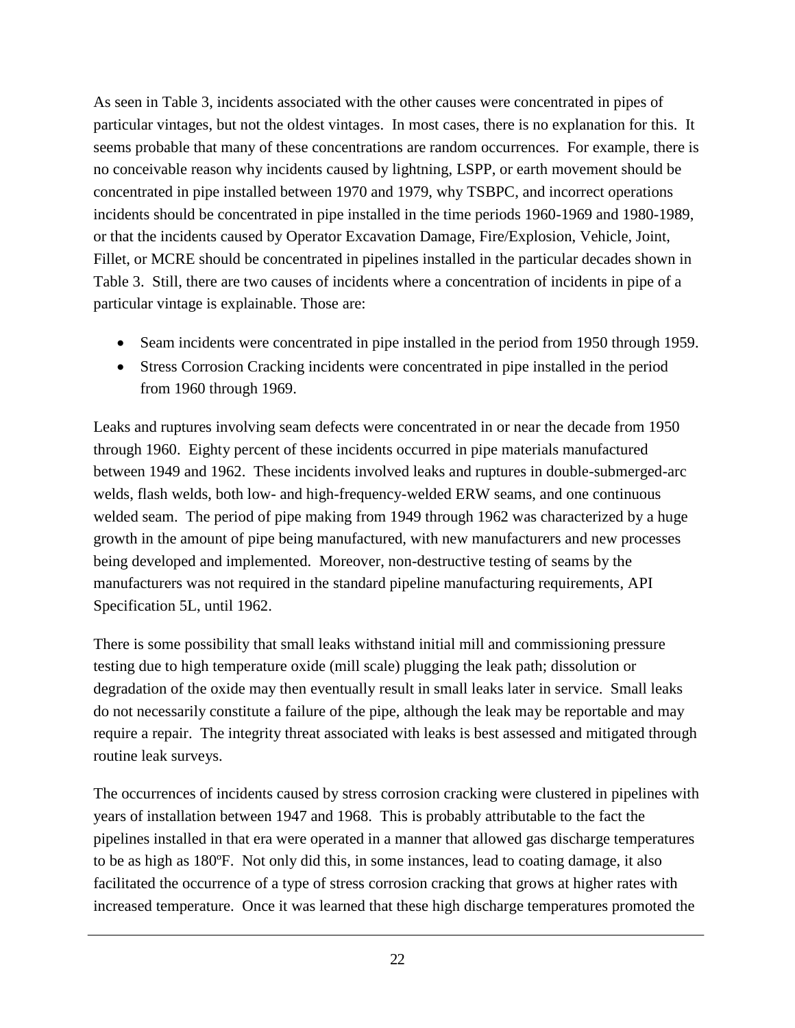As seen in Table 3, incidents associated with the other causes were concentrated in pipes of particular vintages, but not the oldest vintages. In most cases, there is no explanation for this. It seems probable that many of these concentrations are random occurrences. For example, there is no conceivable reason why incidents caused by lightning, LSPP, or earth movement should be concentrated in pipe installed between 1970 and 1979, why TSBPC, and incorrect operations incidents should be concentrated in pipe installed in the time periods 1960-1969 and 1980-1989, or that the incidents caused by Operator Excavation Damage, Fire/Explosion, Vehicle, Joint, Fillet, or MCRE should be concentrated in pipelines installed in the particular decades shown in Table 3. Still, there are two causes of incidents where a concentration of incidents in pipe of a particular vintage is explainable. Those are:

- Seam incidents were concentrated in pipe installed in the period from 1950 through 1959.
- Stress Corrosion Cracking incidents were concentrated in pipe installed in the period from 1960 through 1969.

Leaks and ruptures involving seam defects were concentrated in or near the decade from 1950 through 1960. Eighty percent of these incidents occurred in pipe materials manufactured between 1949 and 1962. These incidents involved leaks and ruptures in double-submerged-arc welds, flash welds, both low- and high-frequency-welded ERW seams, and one continuous welded seam. The period of pipe making from 1949 through 1962 was characterized by a huge growth in the amount of pipe being manufactured, with new manufacturers and new processes being developed and implemented. Moreover, non-destructive testing of seams by the manufacturers was not required in the standard pipeline manufacturing requirements, API Specification 5L, until 1962.

There is some possibility that small leaks withstand initial mill and commissioning pressure testing due to high temperature oxide (mill scale) plugging the leak path; dissolution or degradation of the oxide may then eventually result in small leaks later in service. Small leaks do not necessarily constitute a failure of the pipe, although the leak may be reportable and may require a repair. The integrity threat associated with leaks is best assessed and mitigated through routine leak surveys.

The occurrences of incidents caused by stress corrosion cracking were clustered in pipelines with years of installation between 1947 and 1968. This is probably attributable to the fact the pipelines installed in that era were operated in a manner that allowed gas discharge temperatures to be as high as 180ºF. Not only did this, in some instances, lead to coating damage, it also facilitated the occurrence of a type of stress corrosion cracking that grows at higher rates with increased temperature. Once it was learned that these high discharge temperatures promoted the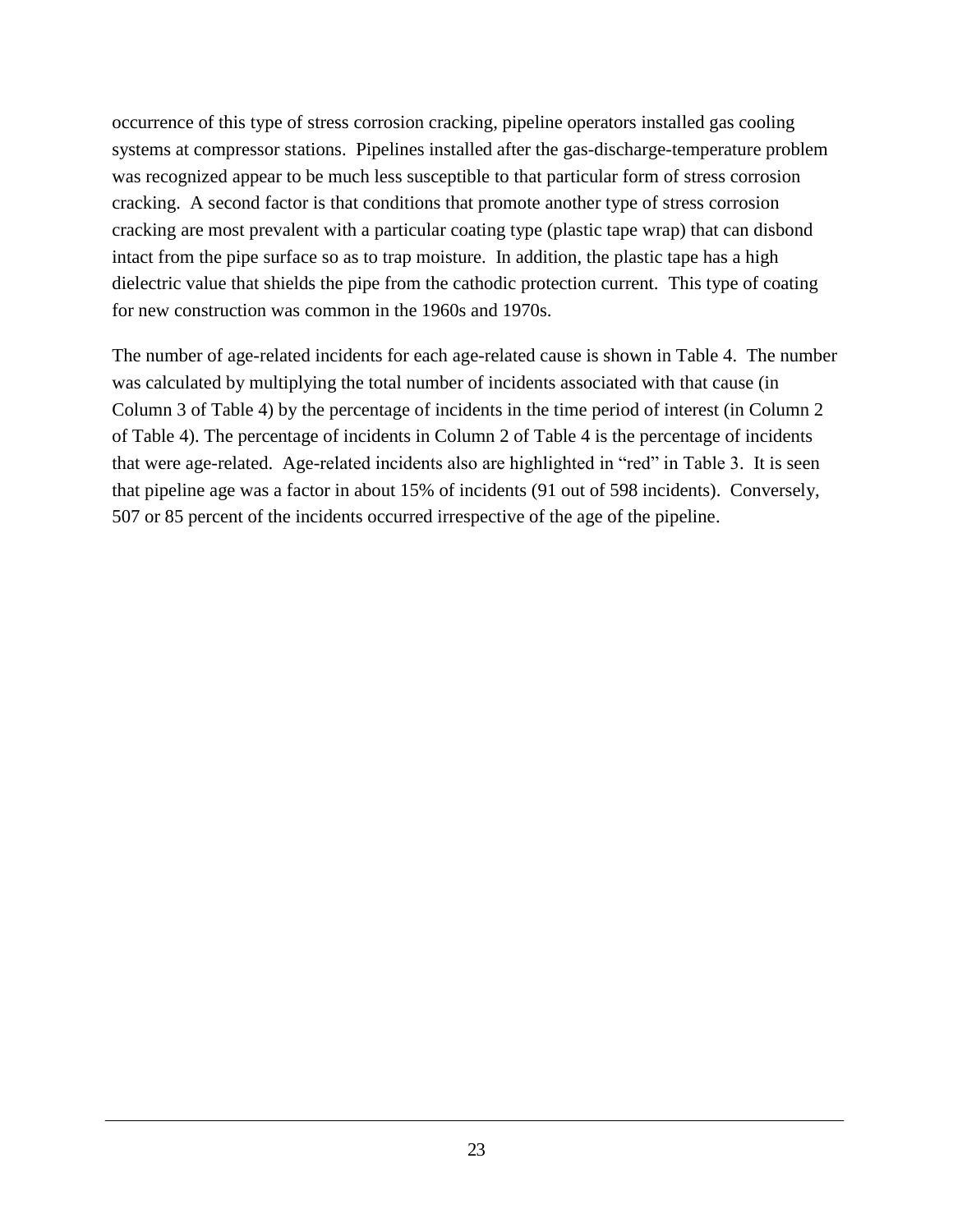occurrence of this type of stress corrosion cracking, pipeline operators installed gas cooling systems at compressor stations. Pipelines installed after the gas-discharge-temperature problem was recognized appear to be much less susceptible to that particular form of stress corrosion cracking. A second factor is that conditions that promote another type of stress corrosion cracking are most prevalent with a particular coating type (plastic tape wrap) that can disbond intact from the pipe surface so as to trap moisture. In addition, the plastic tape has a high dielectric value that shields the pipe from the cathodic protection current. This type of coating for new construction was common in the 1960s and 1970s.

The number of age-related incidents for each age-related cause is shown in Table 4. The number was calculated by multiplying the total number of incidents associated with that cause (in Column 3 of Table 4) by the percentage of incidents in the time period of interest (in Column 2 of Table 4). The percentage of incidents in Column 2 of Table 4 is the percentage of incidents that were age-related. Age-related incidents also are highlighted in "red" in Table 3. It is seen that pipeline age was a factor in about 15% of incidents (91 out of 598 incidents). Conversely, 507 or 85 percent of the incidents occurred irrespective of the age of the pipeline.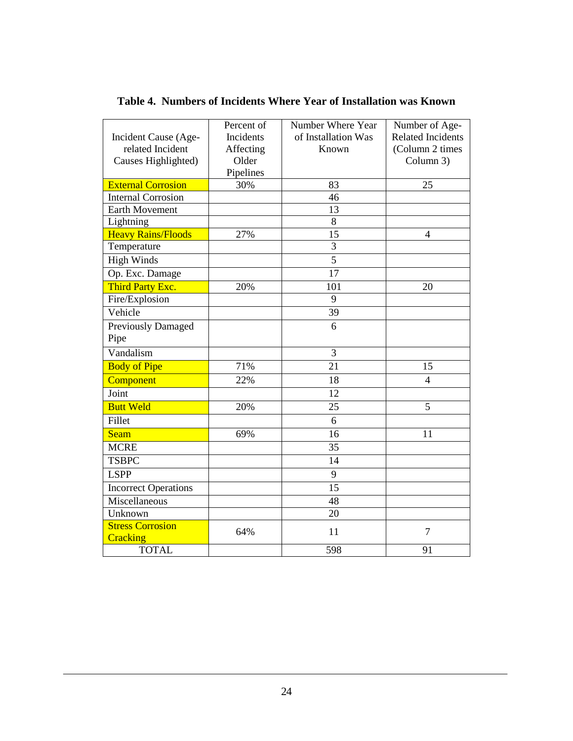**Table 4. Numbers of Incidents Where Year of Installation was Known**

| Incident Cause (Age-related Incident Causes Highlighted) | Percent of Incidents Affecting Older Pipelines | Number Where Year of Installation Was Known | Number of Age-Related Incidents (Column 2 times Column 3) |
|---|---|---|---|
| External Corrosion | 30% | 83 | 25 |
| Internal Corrosion | | 46 | |
| Earth Movement | | 13 | |
| Lightning | | 8 | |
| Heavy Rains/Floods | 27% | 15 | 4 |
| Temperature | | 3 | |
| High Winds | | 5 | |
| Op. Exc. Damage | | 17 | |
| Third Party Exc. | 20% | 101 | 20 |
| Fire/Explosion | | 9 | |
| Vehicle | | 39 | |
| Previously Damaged Pipe | | 6 | |
| Vandalism | | 3 | |
| Body of Pipe | 71% | 21 | 15 |
| Component | 22% | 18 | 4 |
| Joint | | 12 | |
| Butt Weld | 20% | 25 | 5 |
| Fillet | | 6 | |
| Seam | 69% | 16 | 11 |
| MCRE | | 35 | |
| TSBPC | | 14 | |
| LSPP | | 9 | |
| Incorrect Operations | | 15 | |
| Miscellaneous | | 48 | |
| Unknown | | 20 | |
| Stress Corrosion Cracking | 64% | 11 | 7 |
| TOTAL | | 598 | 91 |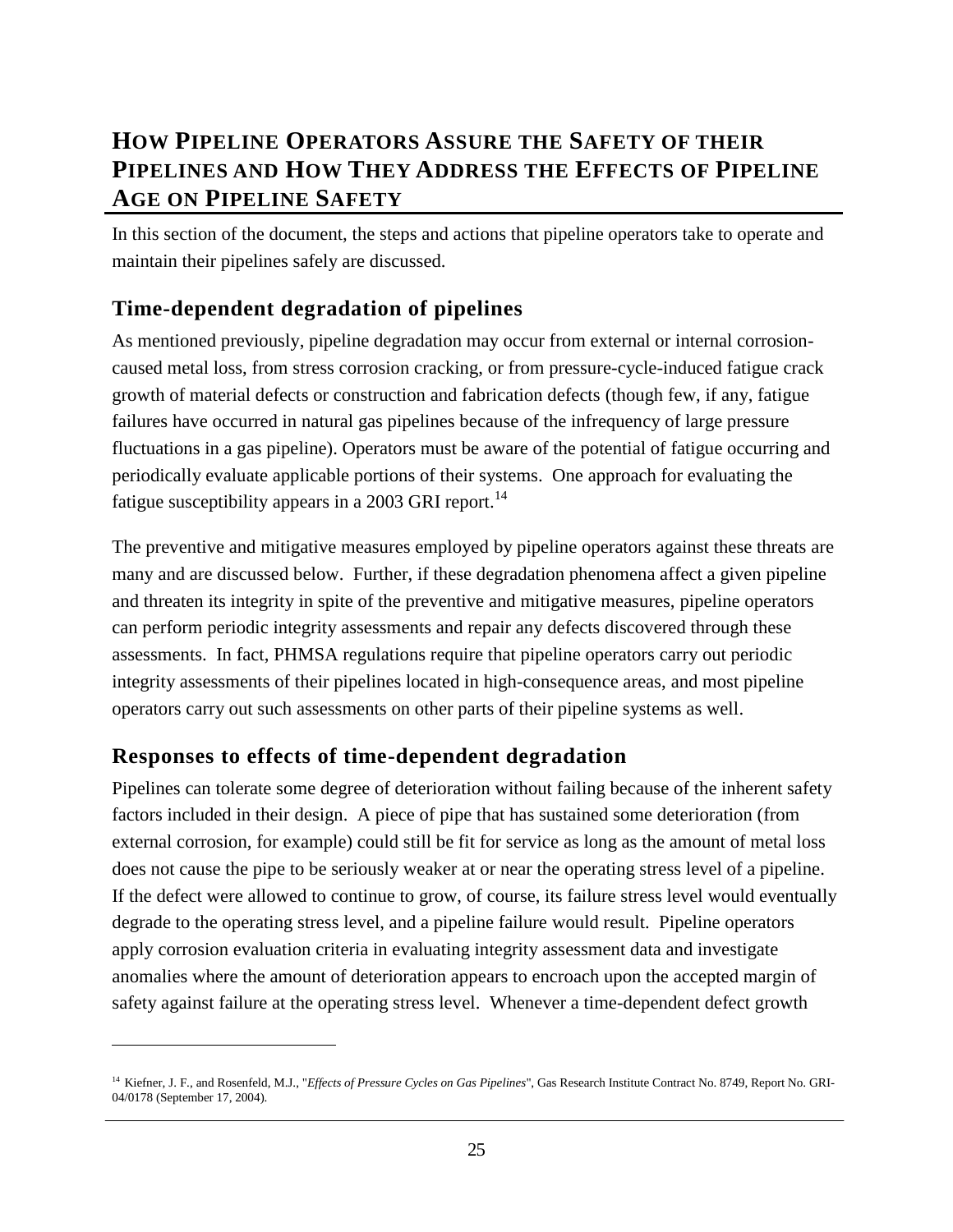# How Pipeline Operators Assure the Safety of their Pipelines and How They Address the Effects of Pipeline Age on Pipeline Safety

In this section of the document, the steps and actions that pipeline operators take to operate and maintain their pipelines safely are discussed.

## Time-dependent degradation of pipelines

As mentioned previously, pipeline degradation may occur from external or internal corrosion-caused metal loss, from stress corrosion cracking, or from pressure-cycle-induced fatigue crack growth of material defects or construction and fabrication defects (though few, if any, fatigue failures have occurred in natural gas pipelines because of the infrequency of large pressure fluctuations in a gas pipeline). Operators must be aware of the potential of fatigue occurring and periodically evaluate applicable portions of their systems. One approach for evaluating the fatigue susceptibility appears in a 2003 GRI report.[14]

The preventive and mitigative measures employed by pipeline operators against these threats are many and are discussed below. Further, if these degradation phenomena affect a given pipeline and threaten its integrity in spite of the preventive and mitigative measures, pipeline operators can perform periodic integrity assessments and repair any defects discovered through these assessments. In fact, PHMSA regulations require that pipeline operators carry out periodic integrity assessments of their pipelines located in high-consequence areas, and most pipeline operators carry out such assessments on other parts of their pipeline systems as well.

## Responses to effects of time-dependent degradation

Pipelines can tolerate some degree of deterioration without failing because of the inherent safety factors included in their design. A piece of pipe that has sustained some deterioration (from external corrosion, for example) could still be fit for service as long as the amount of metal loss does not cause the pipe to be seriously weaker at or near the operating stress level of a pipeline. If the defect were allowed to continue to grow, of course, its failure stress level would eventually degrade to the operating stress level, and a pipeline failure would result. Pipeline operators apply corrosion evaluation criteria in evaluating integrity assessment data and investigate anomalies where the amount of deterioration appears to encroach upon the accepted margin of safety against failure at the operating stress level. Whenever a time-dependent defect growth

---

[14] Kiefner, J. F., and Rosenfeld, M.J., "*Effects of Pressure Cycles on Gas Pipelines*", Gas Research Institute Contract No. 8749, Report No. GRI-04/0178 (September 17, 2004).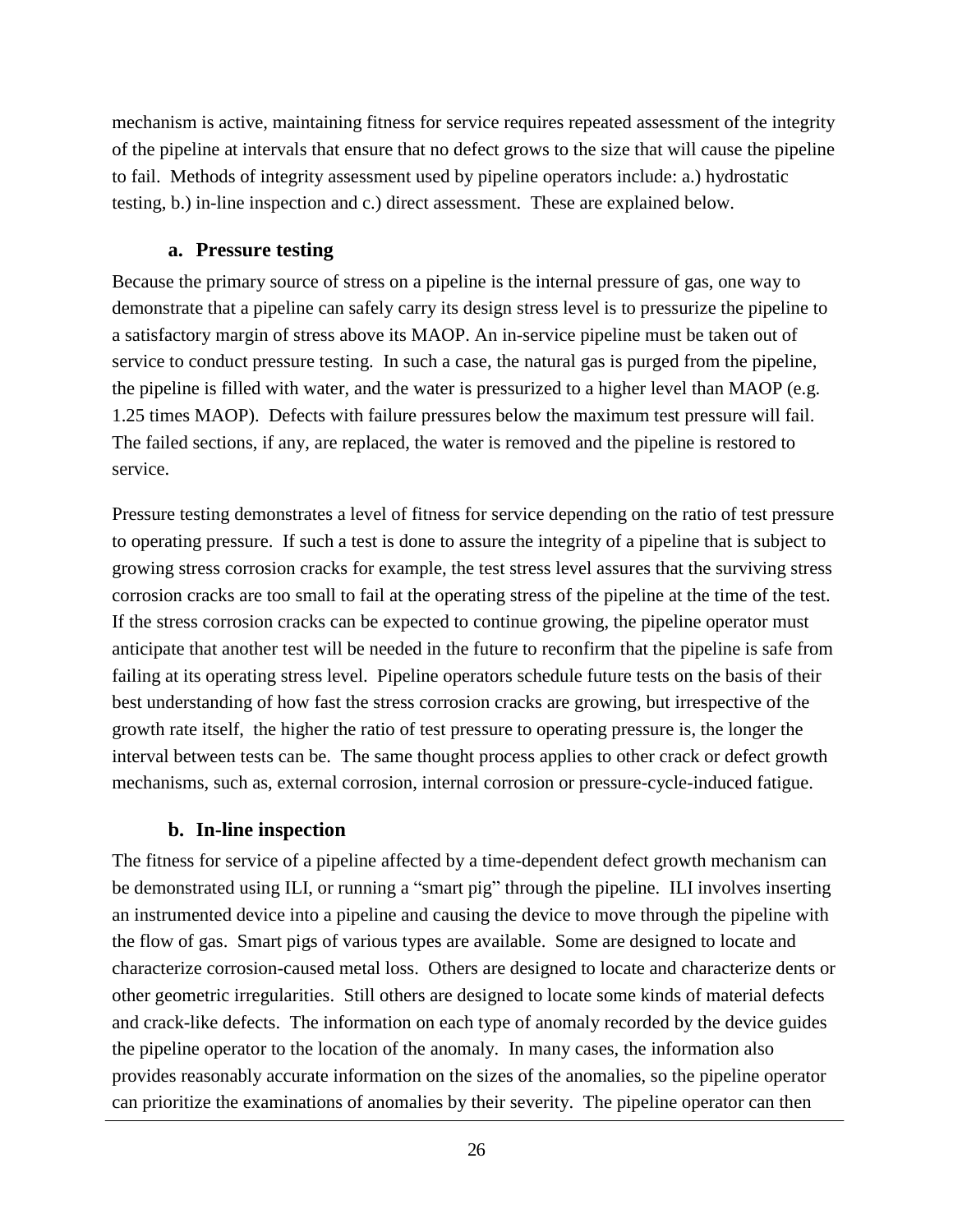mechanism is active, maintaining fitness for service requires repeated assessment of the integrity of the pipeline at intervals that ensure that no defect grows to the size that will cause the pipeline to fail. Methods of integrity assessment used by pipeline operators include: a.) hydrostatic testing, b.) in-line inspection and c.) direct assessment. These are explained below.

### a. Pressure testing

Because the primary source of stress on a pipeline is the internal pressure of gas, one way to demonstrate that a pipeline can safely carry its design stress level is to pressurize the pipeline to a satisfactory margin of stress above its MAOP. An in-service pipeline must be taken out of service to conduct pressure testing. In such a case, the natural gas is purged from the pipeline, the pipeline is filled with water, and the water is pressurized to a higher level than MAOP (e.g. 1.25 times MAOP). Defects with failure pressures below the maximum test pressure will fail. The failed sections, if any, are replaced, the water is removed and the pipeline is restored to service.

Pressure testing demonstrates a level of fitness for service depending on the ratio of test pressure to operating pressure. If such a test is done to assure the integrity of a pipeline that is subject to growing stress corrosion cracks for example, the test stress level assures that the surviving stress corrosion cracks are too small to fail at the operating stress of the pipeline at the time of the test. If the stress corrosion cracks can be expected to continue growing, the pipeline operator must anticipate that another test will be needed in the future to reconfirm that the pipeline is safe from failing at its operating stress level. Pipeline operators schedule future tests on the basis of their best understanding of how fast the stress corrosion cracks are growing, but irrespective of the growth rate itself, the higher the ratio of test pressure to operating pressure is, the longer the interval between tests can be. The same thought process applies to other crack or defect growth mechanisms, such as, external corrosion, internal corrosion or pressure-cycle-induced fatigue.

### b. In-line inspection

The fitness for service of a pipeline affected by a time-dependent defect growth mechanism can be demonstrated using ILI, or running a "smart pig" through the pipeline. ILI involves inserting an instrumented device into a pipeline and causing the device to move through the pipeline with the flow of gas. Smart pigs of various types are available. Some are designed to locate and characterize corrosion-caused metal loss. Others are designed to locate and characterize dents or other geometric irregularities. Still others are designed to locate some kinds of material defects and crack-like defects. The information on each type of anomaly recorded by the device guides the pipeline operator to the location of the anomaly. In many cases, the information also provides reasonably accurate information on the sizes of the anomalies, so the pipeline operator can prioritize the examinations of anomalies by their severity. The pipeline operator can then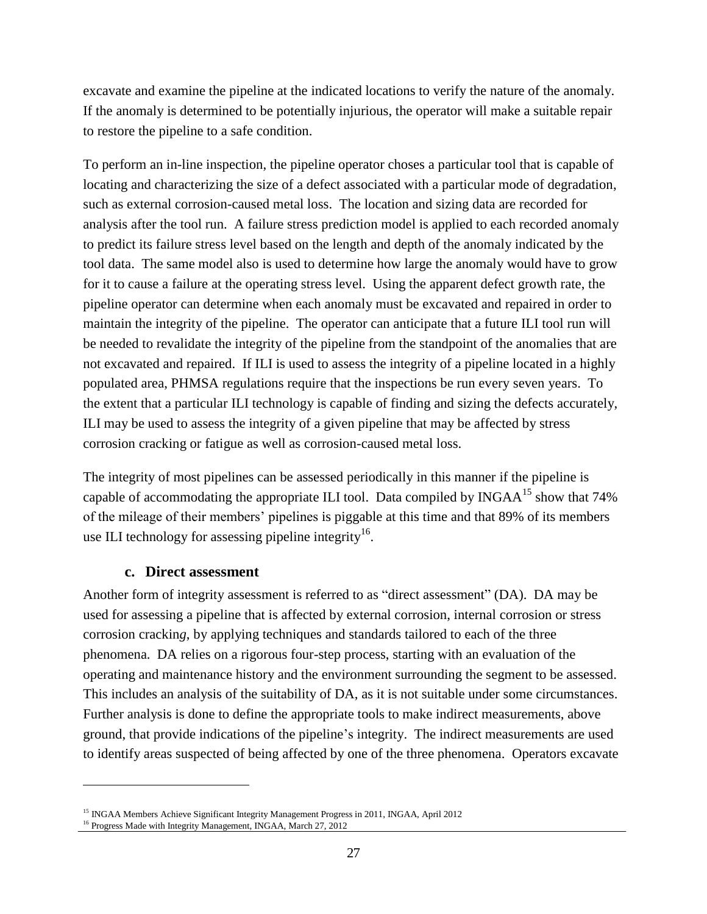excavate and examine the pipeline at the indicated locations to verify the nature of the anomaly. If the anomaly is determined to be potentially injurious, the operator will make a suitable repair to restore the pipeline to a safe condition.

To perform an in-line inspection, the pipeline operator choses a particular tool that is capable of locating and characterizing the size of a defect associated with a particular mode of degradation, such as external corrosion-caused metal loss. The location and sizing data are recorded for analysis after the tool run. A failure stress prediction model is applied to each recorded anomaly to predict its failure stress level based on the length and depth of the anomaly indicated by the tool data. The same model also is used to determine how large the anomaly would have to grow for it to cause a failure at the operating stress level. Using the apparent defect growth rate, the pipeline operator can determine when each anomaly must be excavated and repaired in order to maintain the integrity of the pipeline. The operator can anticipate that a future ILI tool run will be needed to revalidate the integrity of the pipeline from the standpoint of the anomalies that are not excavated and repaired. If ILI is used to assess the integrity of a pipeline located in a highly populated area, PHMSA regulations require that the inspections be run every seven years. To the extent that a particular ILI technology is capable of finding and sizing the defects accurately, ILI may be used to assess the integrity of a given pipeline that may be affected by stress corrosion cracking or fatigue as well as corrosion-caused metal loss.

The integrity of most pipelines can be assessed periodically in this manner if the pipeline is capable of accommodating the appropriate ILI tool. Data compiled by INGAA[15] show that 74% of the mileage of their members' pipelines is piggable at this time and that 89% of its members use ILI technology for assessing pipeline integrity[16].

### c. Direct assessment

Another form of integrity assessment is referred to as "direct assessment" (DA). DA may be used for assessing a pipeline that is affected by external corrosion, internal corrosion or stress corrosion cracking, by applying techniques and standards tailored to each of the three phenomena. DA relies on a rigorous four-step process, starting with an evaluation of the operating and maintenance history and the environment surrounding the segment to be assessed. This includes an analysis of the suitability of DA, as it is not suitable under some circumstances. Further analysis is done to define the appropriate tools to make indirect measurements, above ground, that provide indications of the pipeline's integrity. The indirect measurements are used to identify areas suspected of being affected by one of the three phenomena. Operators excavate

---

[15] INGAA Members Achieve Significant Integrity Management Progress in 2011, INGAA, April 2012

[16] Progress Made with Integrity Management, INGAA, March 27, 2012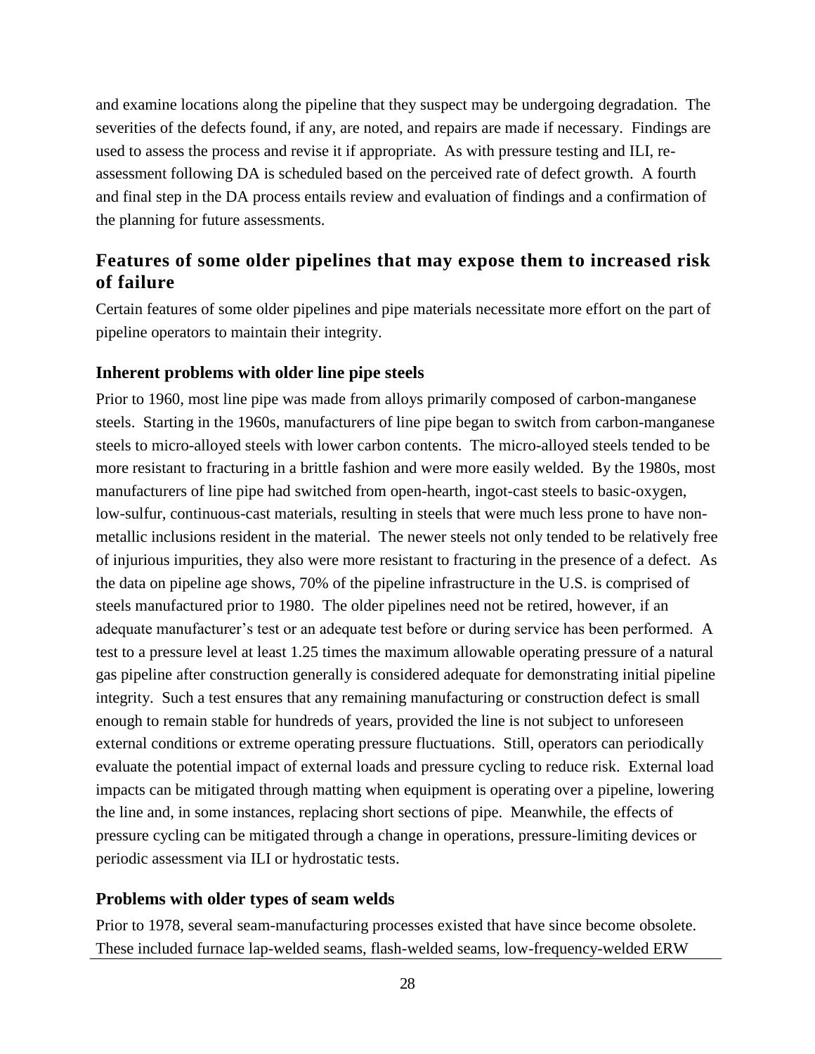and examine locations along the pipeline that they suspect may be undergoing degradation. The severities of the defects found, if any, are noted, and repairs are made if necessary. Findings are used to assess the process and revise it if appropriate. As with pressure testing and ILI, re-assessment following DA is scheduled based on the perceived rate of defect growth. A fourth and final step in the DA process entails review and evaluation of findings and a confirmation of the planning for future assessments.

## Features of some older pipelines that may expose them to increased risk of failure

Certain features of some older pipelines and pipe materials necessitate more effort on the part of pipeline operators to maintain their integrity.

### Inherent problems with older line pipe steels

Prior to 1960, most line pipe was made from alloys primarily composed of carbon-manganese steels. Starting in the 1960s, manufacturers of line pipe began to switch from carbon-manganese steels to micro-alloyed steels with lower carbon contents. The micro-alloyed steels tended to be more resistant to fracturing in a brittle fashion and were more easily welded. By the 1980s, most manufacturers of line pipe had switched from open-hearth, ingot-cast steels to basic-oxygen, low-sulfur, continuous-cast materials, resulting in steels that were much less prone to have non-metallic inclusions resident in the material. The newer steels not only tended to be relatively free of injurious impurities, they also were more resistant to fracturing in the presence of a defect. As the data on pipeline age shows, 70% of the pipeline infrastructure in the U.S. is comprised of steels manufactured prior to 1980. The older pipelines need not be retired, however, if an adequate manufacturer's test or an adequate test before or during service has been performed. A test to a pressure level at least 1.25 times the maximum allowable operating pressure of a natural gas pipeline after construction generally is considered adequate for demonstrating initial pipeline integrity. Such a test ensures that any remaining manufacturing or construction defect is small enough to remain stable for hundreds of years, provided the line is not subject to unforeseen external conditions or extreme operating pressure fluctuations. Still, operators can periodically evaluate the potential impact of external loads and pressure cycling to reduce risk. External load impacts can be mitigated through matting when equipment is operating over a pipeline, lowering the line and, in some instances, replacing short sections of pipe. Meanwhile, the effects of pressure cycling can be mitigated through a change in operations, pressure-limiting devices or periodic assessment via ILI or hydrostatic tests.

### Problems with older types of seam welds

Prior to 1978, several seam-manufacturing processes existed that have since become obsolete. These included furnace lap-welded seams, flash-welded seams, low-frequency-welded ERW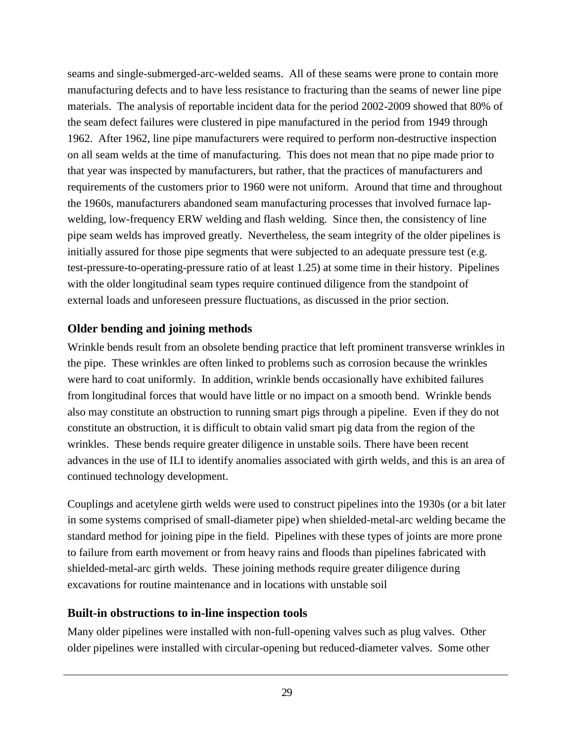seams and single-submerged-arc-welded seams. All of these seams were prone to contain more manufacturing defects and to have less resistance to fracturing than the seams of newer line pipe materials. The analysis of reportable incident data for the period 2002-2009 showed that 80% of the seam defect failures were clustered in pipe manufactured in the period from 1949 through 1962. After 1962, line pipe manufacturers were required to perform non-destructive inspection on all seam welds at the time of manufacturing. This does not mean that no pipe made prior to that year was inspected by manufacturers, but rather, that the practices of manufacturers and requirements of the customers prior to 1960 were not uniform. Around that time and throughout the 1960s, manufacturers abandoned seam manufacturing processes that involved furnace lap-welding, low-frequency ERW welding and flash welding. Since then, the consistency of line pipe seam welds has improved greatly. Nevertheless, the seam integrity of the older pipelines is initially assured for those pipe segments that were subjected to an adequate pressure test (e.g. test-pressure-to-operating-pressure ratio of at least 1.25) at some time in their history. Pipelines with the older longitudinal seam types require continued diligence from the standpoint of external loads and unforeseen pressure fluctuations, as discussed in the prior section.

### Older bending and joining methods

Wrinkle bends result from an obsolete bending practice that left prominent transverse wrinkles in the pipe. These wrinkles are often linked to problems such as corrosion because the wrinkles were hard to coat uniformly. In addition, wrinkle bends occasionally have exhibited failures from longitudinal forces that would have little or no impact on a smooth bend. Wrinkle bends also may constitute an obstruction to running smart pigs through a pipeline. Even if they do not constitute an obstruction, it is difficult to obtain valid smart pig data from the region of the wrinkles. These bends require greater diligence in unstable soils. There have been recent advances in the use of ILI to identify anomalies associated with girth welds, and this is an area of continued technology development.

Couplings and acetylene girth welds were used to construct pipelines into the 1930s (or a bit later in some systems comprised of small-diameter pipe) when shielded-metal-arc welding became the standard method for joining pipe in the field. Pipelines with these types of joints are more prone to failure from earth movement or from heavy rains and floods than pipelines fabricated with shielded-metal-arc girth welds. These joining methods require greater diligence during excavations for routine maintenance and in locations with unstable soil

### Built-in obstructions to in-line inspection tools

Many older pipelines were installed with non-full-opening valves such as plug valves. Other older pipelines were installed with circular-opening but reduced-diameter valves. Some other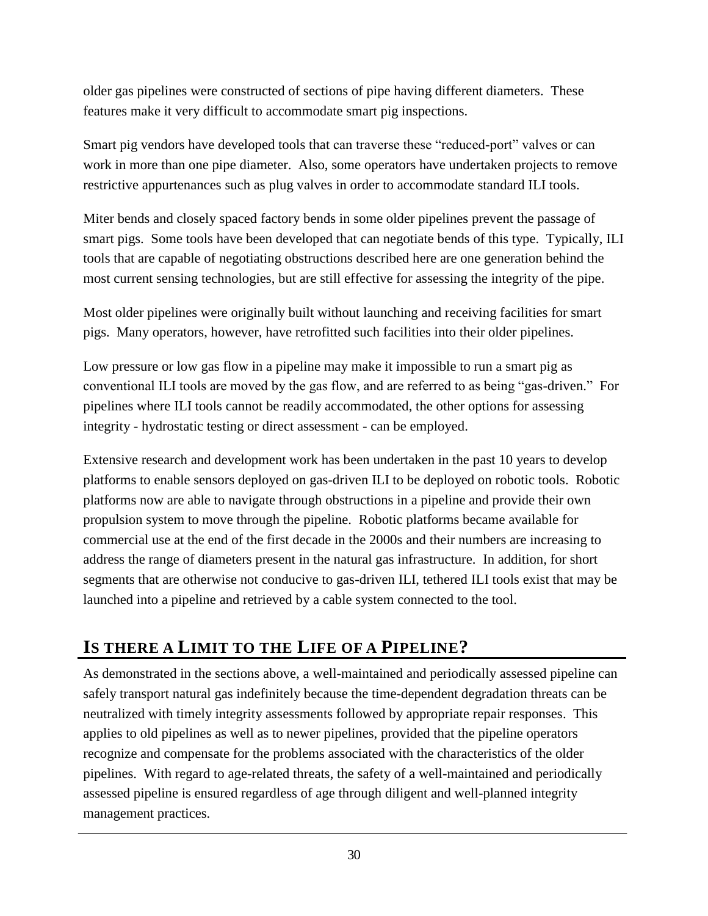older gas pipelines were constructed of sections of pipe having different diameters. These features make it very difficult to accommodate smart pig inspections.

Smart pig vendors have developed tools that can traverse these "reduced-port" valves or can work in more than one pipe diameter. Also, some operators have undertaken projects to remove restrictive appurtenances such as plug valves in order to accommodate standard ILI tools.

Miter bends and closely spaced factory bends in some older pipelines prevent the passage of smart pigs. Some tools have been developed that can negotiate bends of this type. Typically, ILI tools that are capable of negotiating obstructions described here are one generation behind the most current sensing technologies, but are still effective for assessing the integrity of the pipe.

Most older pipelines were originally built without launching and receiving facilities for smart pigs. Many operators, however, have retrofitted such facilities into their older pipelines.

Low pressure or low gas flow in a pipeline may make it impossible to run a smart pig as conventional ILI tools are moved by the gas flow, and are referred to as being "gas-driven." For pipelines where ILI tools cannot be readily accommodated, the other options for assessing integrity - hydrostatic testing or direct assessment - can be employed.

Extensive research and development work has been undertaken in the past 10 years to develop platforms to enable sensors deployed on gas-driven ILI to be deployed on robotic tools. Robotic platforms now are able to navigate through obstructions in a pipeline and provide their own propulsion system to move through the pipeline. Robotic platforms became available for commercial use at the end of the first decade in the 2000s and their numbers are increasing to address the range of diameters present in the natural gas infrastructure. In addition, for short segments that are otherwise not conducive to gas-driven ILI, tethered ILI tools exist that may be launched into a pipeline and retrieved by a cable system connected to the tool.

## IS THERE A LIMIT TO THE LIFE OF A PIPELINE?

As demonstrated in the sections above, a well-maintained and periodically assessed pipeline can safely transport natural gas indefinitely because the time-dependent degradation threats can be neutralized with timely integrity assessments followed by appropriate repair responses. This applies to old pipelines as well as to newer pipelines, provided that the pipeline operators recognize and compensate for the problems associated with the characteristics of the older pipelines. With regard to age-related threats, the safety of a well-maintained and periodically assessed pipeline is ensured regardless of age through diligent and well-planned integrity management practices.